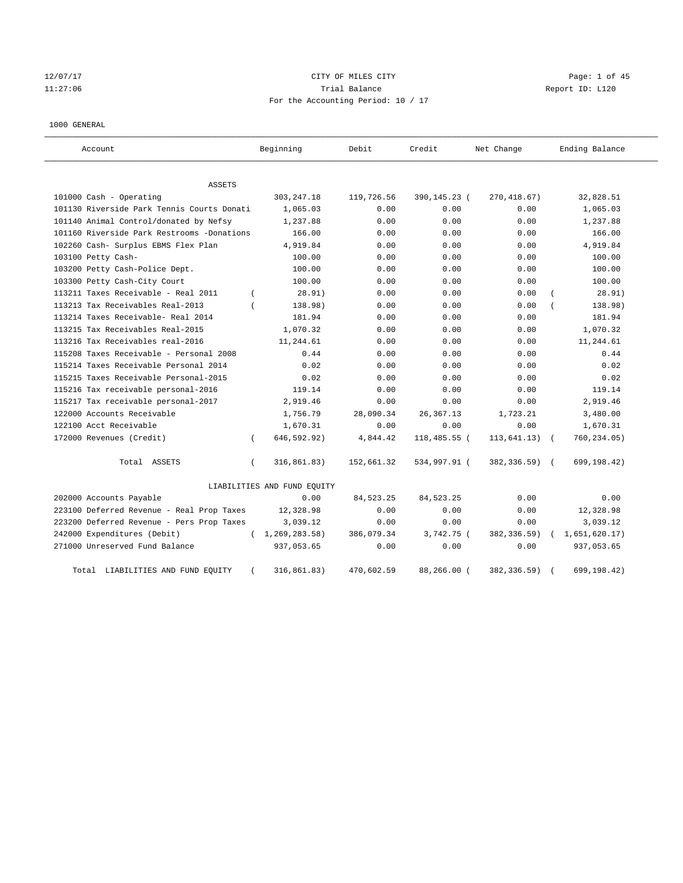12/07/17 CITY OF MILES CITY
11:27:06 Trial Balance Report ID: L120
For the Accounting Period: 10 / 17

1000 GENERAL

| Account | Beginning | Debit | Credit | Net Change | Ending Balance |
|---|---|---|---|---|---|
| ASSETS | | | | | |
| 101000 Cash - Operating | 303,247.18 | 119,726.56 | 390,145.23 | ( 270,418.67) | 32,828.51 |
| 101130 Riverside Park Tennis Courts Donati | 1,065.03 | 0.00 | 0.00 | 0.00 | 1,065.03 |
| 101140 Animal Control/donated by Nefsy | 1,237.88 | 0.00 | 0.00 | 0.00 | 1,237.88 |
| 101160 Riverside Park Restrooms -Donations | 166.00 | 0.00 | 0.00 | 0.00 | 166.00 |
| 102260 Cash- Surplus EBMS Flex Plan | 4,919.84 | 0.00 | 0.00 | 0.00 | 4,919.84 |
| 103100 Petty Cash- | 100.00 | 0.00 | 0.00 | 0.00 | 100.00 |
| 103200 Petty Cash-Police Dept. | 100.00 | 0.00 | 0.00 | 0.00 | 100.00 |
| 103300 Petty Cash-City Court | 100.00 | 0.00 | 0.00 | 0.00 | 100.00 |
| 113211 Taxes Receivable - Real 2011 | ( 28.91) | 0.00 | 0.00 | 0.00 | ( 28.91) |
| 113213 Tax Receivables Real-2013 | ( 138.98) | 0.00 | 0.00 | 0.00 | ( 138.98) |
| 113214 Taxes Receivable- Real 2014 | 181.94 | 0.00 | 0.00 | 0.00 | 181.94 |
| 113215 Tax Receivables Real-2015 | 1,070.32 | 0.00 | 0.00 | 0.00 | 1,070.32 |
| 113216 Tax Receivables real-2016 | 11,244.61 | 0.00 | 0.00 | 0.00 | 11,244.61 |
| 115208 Taxes Receivable - Personal 2008 | 0.44 | 0.00 | 0.00 | 0.00 | 0.44 |
| 115214 Taxes Receivable Personal 2014 | 0.02 | 0.00 | 0.00 | 0.00 | 0.02 |
| 115215 Taxes Receivable Personal-2015 | 0.02 | 0.00 | 0.00 | 0.00 | 0.02 |
| 115216 Tax receivable personal-2016 | 119.14 | 0.00 | 0.00 | 0.00 | 119.14 |
| 115217 Tax receivable personal-2017 | 2,919.46 | 0.00 | 0.00 | 0.00 | 2,919.46 |
| 122000 Accounts Receivable | 1,756.79 | 28,090.34 | 26,367.13 | 1,723.21 | 3,480.00 |
| 122100 Acct Receivable | 1,670.31 | 0.00 | 0.00 | 0.00 | 1,670.31 |
| 172000 Revenues (Credit) | ( 646,592.92) | 4,844.42 | 118,485.55 | ( 113,641.13) | ( 760,234.05) |
| Total ASSETS | ( 316,861.83) | 152,661.32 | 534,997.91 | ( 382,336.59) | ( 699,198.42) |
| LIABILITIES AND FUND EQUITY | | | | | |
| 202000 Accounts Payable | 0.00 | 84,523.25 | 84,523.25 | 0.00 | 0.00 |
| 223100 Deferred Revenue - Real Prop Taxes | 12,328.98 | 0.00 | 0.00 | 0.00 | 12,328.98 |
| 223200 Deferred Revenue - Pers Prop Taxes | 3,039.12 | 0.00 | 0.00 | 0.00 | 3,039.12 |
| 242000 Expenditures (Debit) | ( 1,269,283.58) | 386,079.34 | 3,742.75 | ( 382,336.59) | ( 1,651,620.17) |
| 271000 Unreserved Fund Balance | 937,053.65 | 0.00 | 0.00 | 0.00 | 937,053.65 |
| Total LIABILITIES AND FUND EQUITY | ( 316,861.83) | 470,602.59 | 88,266.00 | ( 382,336.59) | ( 699,198.42) |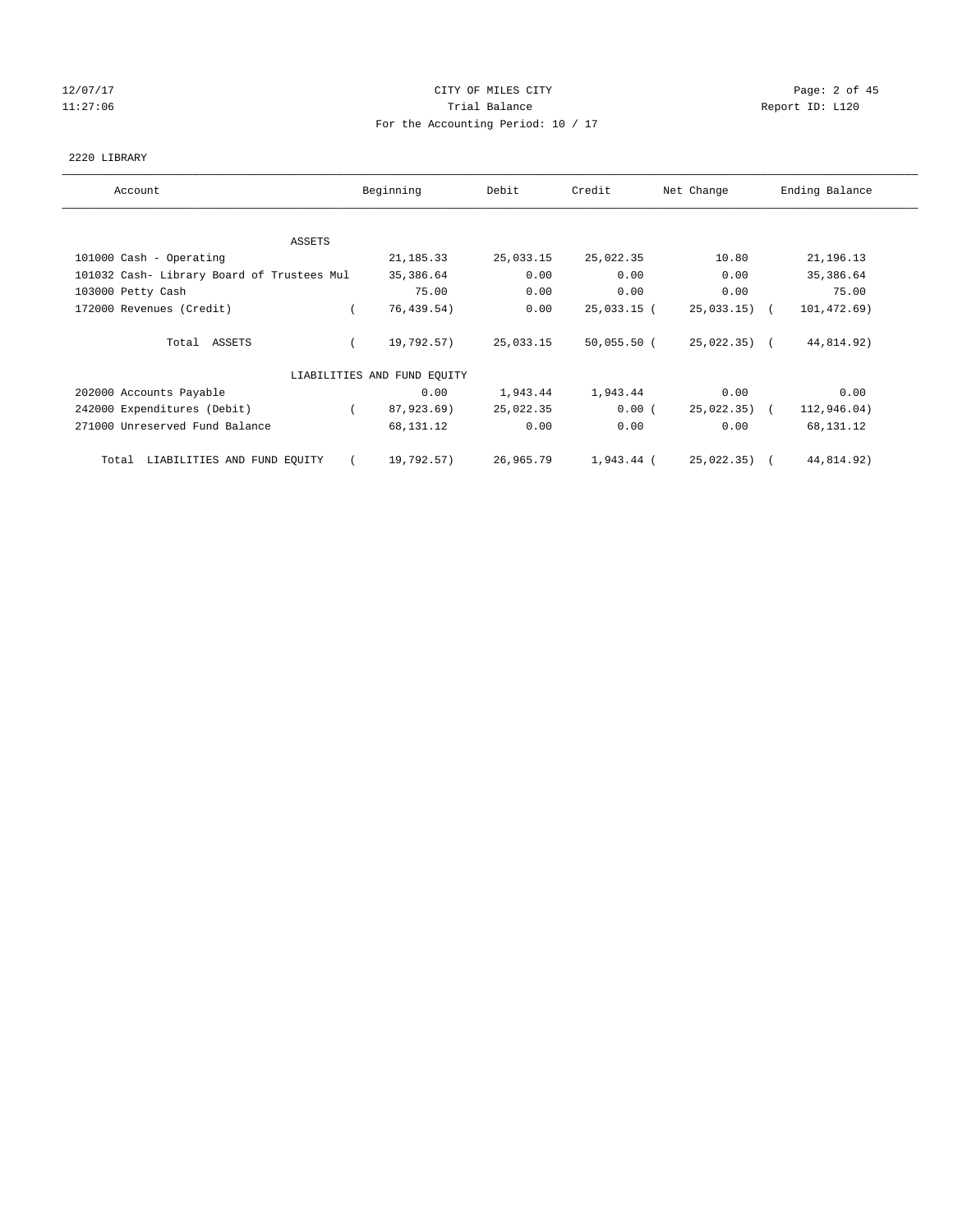# CITY OF MILES CITY

## Trial Balance

For the Accounting Period: 10 / 17

12/07/17 11:27:06 — Report ID: L120

### 2220 LIBRARY

| Account | Beginning | Debit | Credit | Net Change | Ending Balance |
|---|---|---|---|---|---|
| ASSETS | | | | | |
| 101000 Cash - Operating | 21,185.33 | 25,033.15 | 25,022.35 | 10.80 | 21,196.13 |
| 101032 Cash- Library Board of Trustees Mul | 35,386.64 | 0.00 | 0.00 | 0.00 | 35,386.64 |
| 103000 Petty Cash | 75.00 | 0.00 | 0.00 | 0.00 | 75.00 |
| 172000 Revenues (Credit) | ( 76,439.54) | 0.00 | 25,033.15 | ( 25,033.15) | ( 101,472.69) |
| Total ASSETS | ( 19,792.57) | 25,033.15 | 50,055.50 | ( 25,022.35) | ( 44,814.92) |
| LIABILITIES AND FUND EQUITY | | | | | |
| 202000 Accounts Payable | 0.00 | 1,943.44 | 1,943.44 | 0.00 | 0.00 |
| 242000 Expenditures (Debit) | ( 87,923.69) | 25,022.35 | 0.00 | ( 25,022.35) | ( 112,946.04) |
| 271000 Unreserved Fund Balance | 68,131.12 | 0.00 | 0.00 | 0.00 | 68,131.12 |
| Total LIABILITIES AND FUND EQUITY | ( 19,792.57) | 26,965.79 | 1,943.44 | ( 25,022.35) | ( 44,814.92) |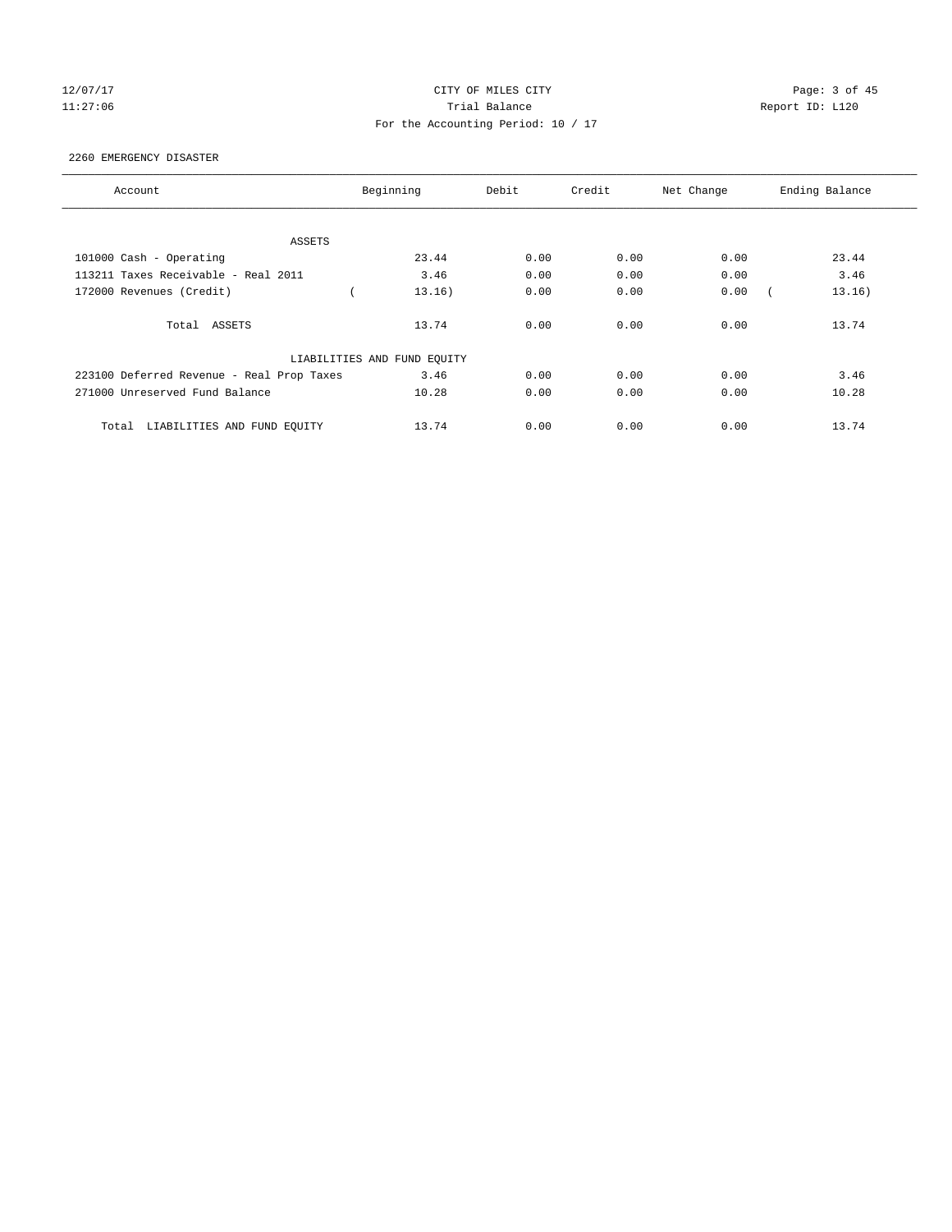CITY OF MILES CITY

Trial Balance

For the Accounting Period: 10 / 17

2260 EMERGENCY DISASTER

| Account | Beginning | Debit | Credit | Net Change | Ending Balance |
|---|---|---|---|---|---|
| ASSETS | | | | | |
| 101000 Cash - Operating | 23.44 | 0.00 | 0.00 | 0.00 | 23.44 |
| 113211 Taxes Receivable - Real 2011 | 3.46 | 0.00 | 0.00 | 0.00 | 3.46 |
| 172000 Revenues (Credit) | ( 13.16) | 0.00 | 0.00 | 0.00 | ( 13.16) |
| Total ASSETS | 13.74 | 0.00 | 0.00 | 0.00 | 13.74 |
| LIABILITIES AND FUND EQUITY | | | | | |
| 223100 Deferred Revenue - Real Prop Taxes | 3.46 | 0.00 | 0.00 | 0.00 | 3.46 |
| 271000 Unreserved Fund Balance | 10.28 | 0.00 | 0.00 | 0.00 | 10.28 |
| Total LIABILITIES AND FUND EQUITY | 13.74 | 0.00 | 0.00 | 0.00 | 13.74 |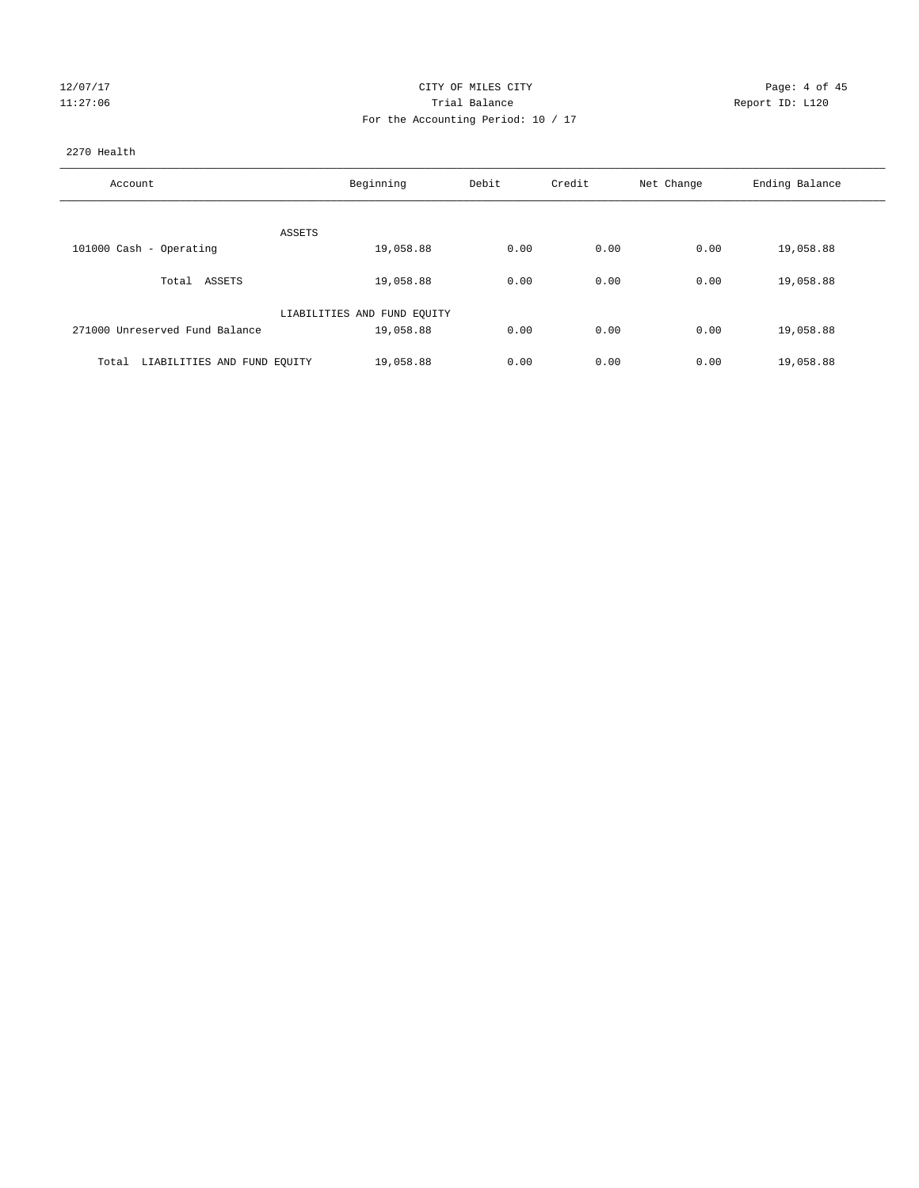CITY OF MILES CITY
Trial Balance
For the Accounting Period: 10 / 17

12/07/17
11:27:06

Report ID: L120

2270 Health

| Account | Beginning | Debit | Credit | Net Change | Ending Balance |
|---|---|---|---|---|---|
| ASSETS | | | | | |
| 101000 Cash - Operating | 19,058.88 | 0.00 | 0.00 | 0.00 | 19,058.88 |
| Total ASSETS | 19,058.88 | 0.00 | 0.00 | 0.00 | 19,058.88 |
| LIABILITIES AND FUND EQUITY | | | | | |
| 271000 Unreserved Fund Balance | 19,058.88 | 0.00 | 0.00 | 0.00 | 19,058.88 |
| Total LIABILITIES AND FUND EQUITY | 19,058.88 | 0.00 | 0.00 | 0.00 | 19,058.88 |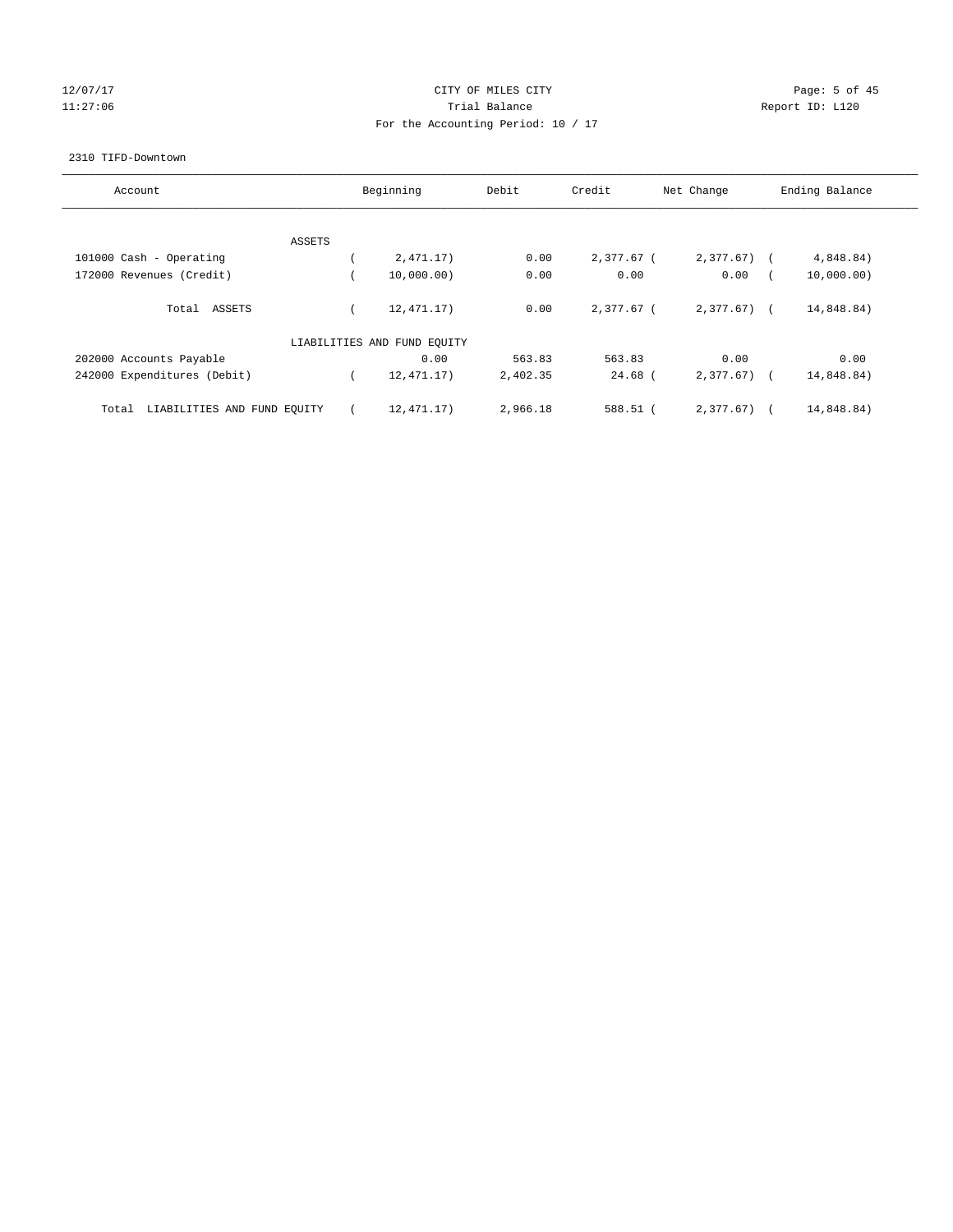CITY OF MILES CITY

Trial Balance

For the Accounting Period: 10 / 17

12/07/17
11:27:06

Report ID: L120

2310 TIFD-Downtown

| Account | Beginning | Debit | Credit | Net Change | Ending Balance |
|---|---|---|---|---|---|
| ASSETS | | | | | |
| 101000 Cash - Operating | ( 2,471.17) | 0.00 | 2,377.67 | ( 2,377.67) | ( 4,848.84) |
| 172000 Revenues (Credit) | ( 10,000.00) | 0.00 | 0.00 | 0.00 | ( 10,000.00) |
| Total ASSETS | ( 12,471.17) | 0.00 | 2,377.67 | ( 2,377.67) | ( 14,848.84) |
| LIABILITIES AND FUND EQUITY | | | | | |
| 202000 Accounts Payable | 0.00 | 563.83 | 563.83 | 0.00 | 0.00 |
| 242000 Expenditures (Debit) | ( 12,471.17) | 2,402.35 | 24.68 | ( 2,377.67) | ( 14,848.84) |
| Total LIABILITIES AND FUND EQUITY | ( 12,471.17) | 2,966.18 | 588.51 | ( 2,377.67) | ( 14,848.84) |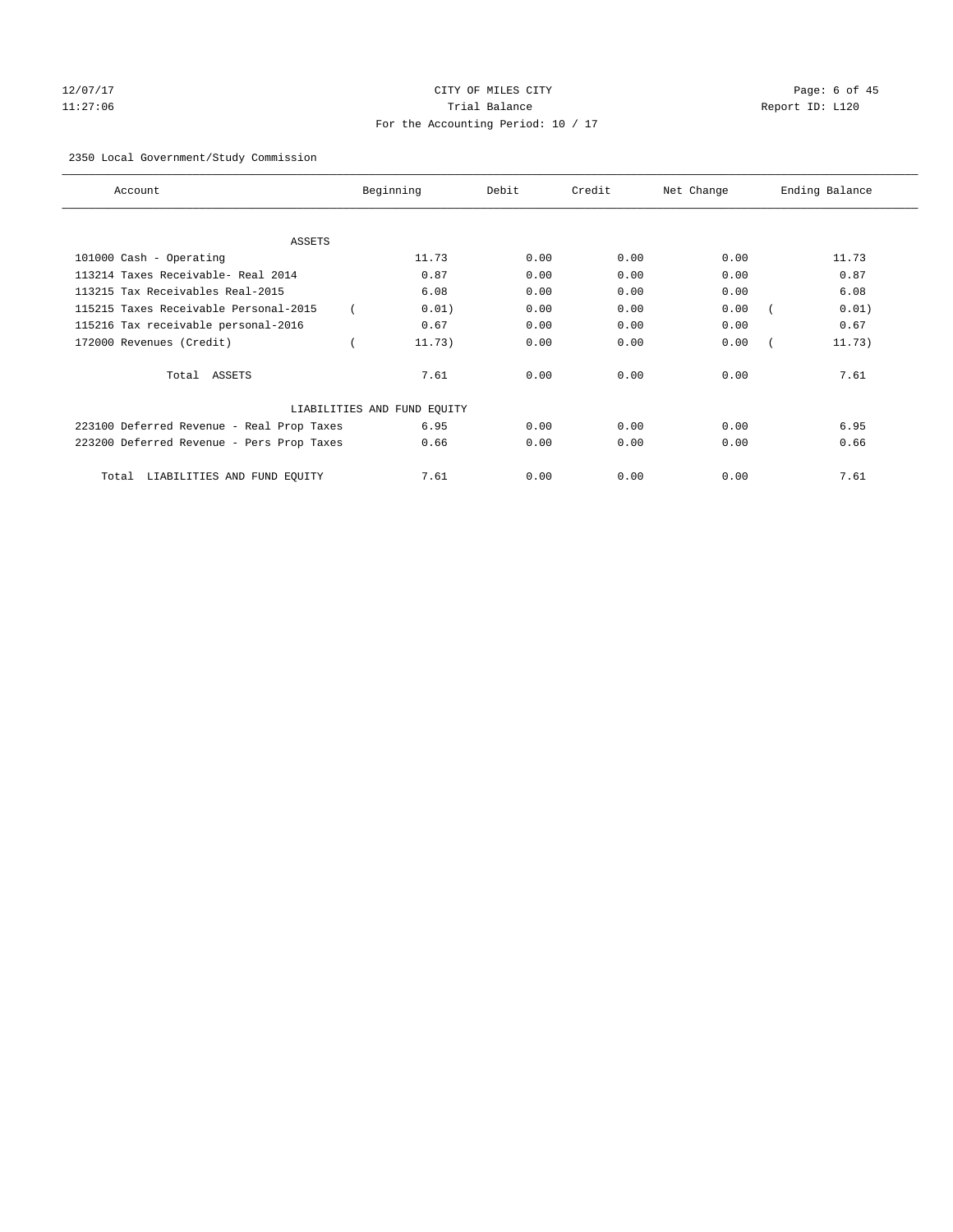12/07/17 CITY OF MILES CITY
11:27:06 Trial Balance Report ID: L120
For the Accounting Period: 10 / 17

2350 Local Government/Study Commission

| Account | Beginning | Debit | Credit | Net Change | Ending Balance |
|---|---|---|---|---|---|
| ASSETS | | | | | |
| 101000 Cash - Operating | 11.73 | 0.00 | 0.00 | 0.00 | 11.73 |
| 113214 Taxes Receivable- Real 2014 | 0.87 | 0.00 | 0.00 | 0.00 | 0.87 |
| 113215 Tax Receivables Real-2015 | 6.08 | 0.00 | 0.00 | 0.00 | 6.08 |
| 115215 Taxes Receivable Personal-2015 | ( 0.01) | 0.00 | 0.00 | 0.00 | ( 0.01) |
| 115216 Tax receivable personal-2016 | 0.67 | 0.00 | 0.00 | 0.00 | 0.67 |
| 172000 Revenues (Credit) | ( 11.73) | 0.00 | 0.00 | 0.00 | ( 11.73) |
| Total ASSETS | 7.61 | 0.00 | 0.00 | 0.00 | 7.61 |
| LIABILITIES AND FUND EQUITY | | | | | |
| 223100 Deferred Revenue - Real Prop Taxes | 6.95 | 0.00 | 0.00 | 0.00 | 6.95 |
| 223200 Deferred Revenue - Pers Prop Taxes | 0.66 | 0.00 | 0.00 | 0.00 | 0.66 |
| Total LIABILITIES AND FUND EQUITY | 7.61 | 0.00 | 0.00 | 0.00 | 7.61 |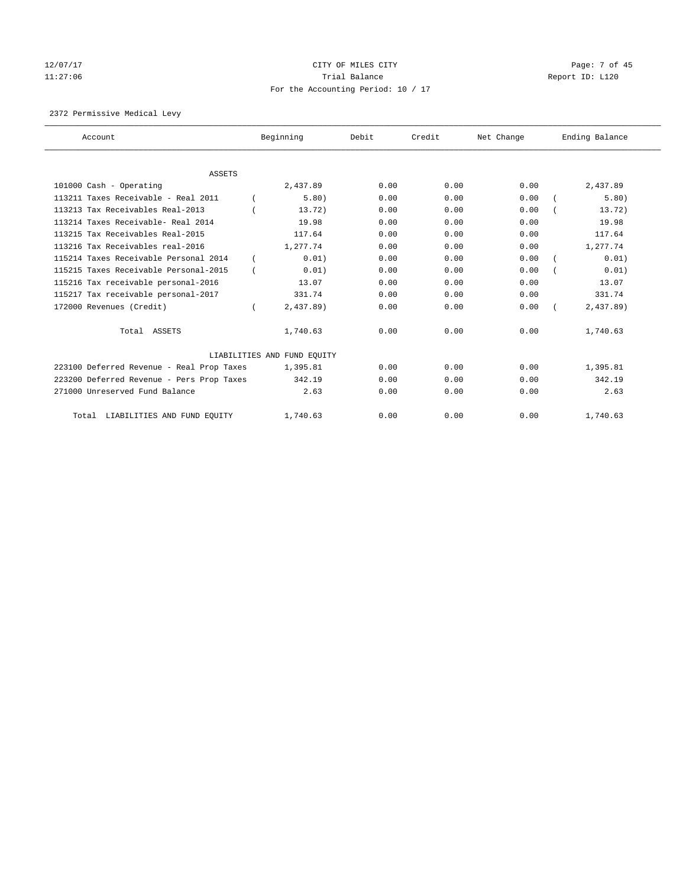CITY OF MILES CITY

Trial Balance

For the Accounting Period: 10 / 17

12/07/17
11:27:06

Report ID: L120

2372 Permissive Medical Levy

| Account | Beginning | Debit | Credit | Net Change | Ending Balance |
|---|---|---|---|---|---|
| ASSETS | | | | | |
| 101000 Cash - Operating | 2,437.89 | 0.00 | 0.00 | 0.00 | 2,437.89 |
| 113211 Taxes Receivable - Real 2011 | ( 5.80) | 0.00 | 0.00 | 0.00 | ( 5.80) |
| 113213 Tax Receivables Real-2013 | ( 13.72) | 0.00 | 0.00 | 0.00 | ( 13.72) |
| 113214 Taxes Receivable- Real 2014 | 19.98 | 0.00 | 0.00 | 0.00 | 19.98 |
| 113215 Tax Receivables Real-2015 | 117.64 | 0.00 | 0.00 | 0.00 | 117.64 |
| 113216 Tax Receivables real-2016 | 1,277.74 | 0.00 | 0.00 | 0.00 | 1,277.74 |
| 115214 Taxes Receivable Personal 2014 | ( 0.01) | 0.00 | 0.00 | 0.00 | ( 0.01) |
| 115215 Taxes Receivable Personal-2015 | ( 0.01) | 0.00 | 0.00 | 0.00 | ( 0.01) |
| 115216 Tax receivable personal-2016 | 13.07 | 0.00 | 0.00 | 0.00 | 13.07 |
| 115217 Tax receivable personal-2017 | 331.74 | 0.00 | 0.00 | 0.00 | 331.74 |
| 172000 Revenues (Credit) | ( 2,437.89) | 0.00 | 0.00 | 0.00 | ( 2,437.89) |
| Total ASSETS | 1,740.63 | 0.00 | 0.00 | 0.00 | 1,740.63 |
| LIABILITIES AND FUND EQUITY | | | | | |
| 223100 Deferred Revenue - Real Prop Taxes | 1,395.81 | 0.00 | 0.00 | 0.00 | 1,395.81 |
| 223200 Deferred Revenue - Pers Prop Taxes | 342.19 | 0.00 | 0.00 | 0.00 | 342.19 |
| 271000 Unreserved Fund Balance | 2.63 | 0.00 | 0.00 | 0.00 | 2.63 |
| Total LIABILITIES AND FUND EQUITY | 1,740.63 | 0.00 | 0.00 | 0.00 | 1,740.63 |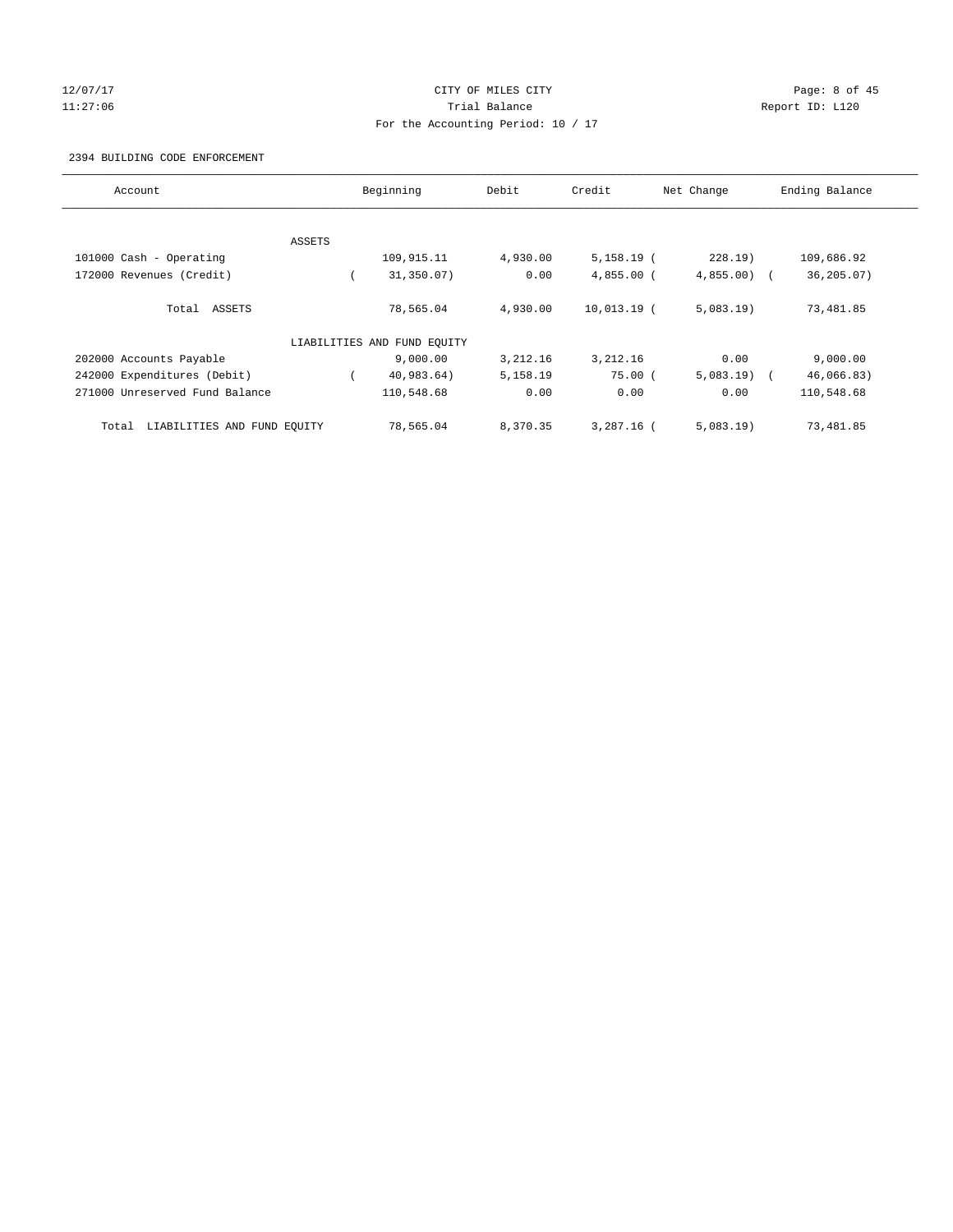12/07/17 CITY OF MILES CITY
11:27:06 Trial Balance Report ID: L120
For the Accounting Period: 10 / 17

2394 BUILDING CODE ENFORCEMENT

| Account | Beginning | Debit | Credit | Net Change | Ending Balance |
|---|---|---|---|---|---|
| ASSETS | | | | | |
| 101000 Cash - Operating | 109,915.11 | 4,930.00 | 5,158.19 | ( 228.19) | 109,686.92 |
| 172000 Revenues (Credit) | ( 31,350.07) | 0.00 | 4,855.00 | ( 4,855.00) | ( 36,205.07) |
| Total ASSETS | 78,565.04 | 4,930.00 | 10,013.19 | ( 5,083.19) | 73,481.85 |
| LIABILITIES AND FUND EQUITY | | | | | |
| 202000 Accounts Payable | 9,000.00 | 3,212.16 | 3,212.16 | 0.00 | 9,000.00 |
| 242000 Expenditures (Debit) | ( 40,983.64) | 5,158.19 | 75.00 | ( 5,083.19) | ( 46,066.83) |
| 271000 Unreserved Fund Balance | 110,548.68 | 0.00 | 0.00 | 0.00 | 110,548.68 |
| Total LIABILITIES AND FUND EQUITY | 78,565.04 | 8,370.35 | 3,287.16 | ( 5,083.19) | 73,481.85 |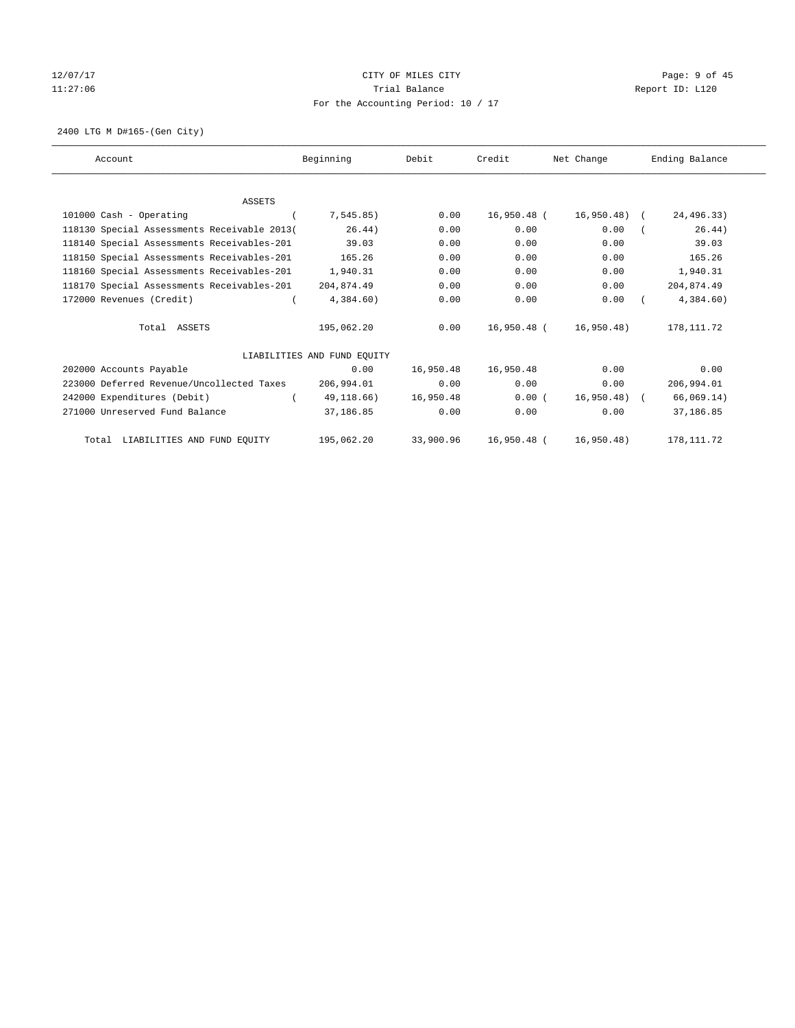12/07/17 CITY OF MILES CITY

11:27:06 Trial Balance Report ID: L120

For the Accounting Period: 10 / 17

2400 LTG M D#165-(Gen City)

| Account | Beginning | Debit | Credit | Net Change | Ending Balance |
|---|---|---|---|---|---|
| ASSETS | | | | | |
| 101000 Cash - Operating | ( 7,545.85) | 0.00 | 16,950.48 | ( 16,950.48) | ( 24,496.33) |
| 118130 Special Assessments Receivable 2013 | ( 26.44) | 0.00 | 0.00 | 0.00 | ( 26.44) |
| 118140 Special Assessments Receivables-201 | 39.03 | 0.00 | 0.00 | 0.00 | 39.03 |
| 118150 Special Assessments Receivables-201 | 165.26 | 0.00 | 0.00 | 0.00 | 165.26 |
| 118160 Special Assessments Receivables-201 | 1,940.31 | 0.00 | 0.00 | 0.00 | 1,940.31 |
| 118170 Special Assessments Receivables-201 | 204,874.49 | 0.00 | 0.00 | 0.00 | 204,874.49 |
| 172000 Revenues (Credit) | ( 4,384.60) | 0.00 | 0.00 | 0.00 | ( 4,384.60) |
| Total ASSETS | 195,062.20 | 0.00 | 16,950.48 | ( 16,950.48) | 178,111.72 |
| LIABILITIES AND FUND EQUITY | | | | | |
| 202000 Accounts Payable | 0.00 | 16,950.48 | 16,950.48 | 0.00 | 0.00 |
| 223000 Deferred Revenue/Uncollected Taxes | 206,994.01 | 0.00 | 0.00 | 0.00 | 206,994.01 |
| 242000 Expenditures (Debit) | ( 49,118.66) | 16,950.48 | 0.00 | ( 16,950.48) | ( 66,069.14) |
| 271000 Unreserved Fund Balance | 37,186.85 | 0.00 | 0.00 | 0.00 | 37,186.85 |
| Total LIABILITIES AND FUND EQUITY | 195,062.20 | 33,900.96 | 16,950.48 | ( 16,950.48) | 178,111.72 |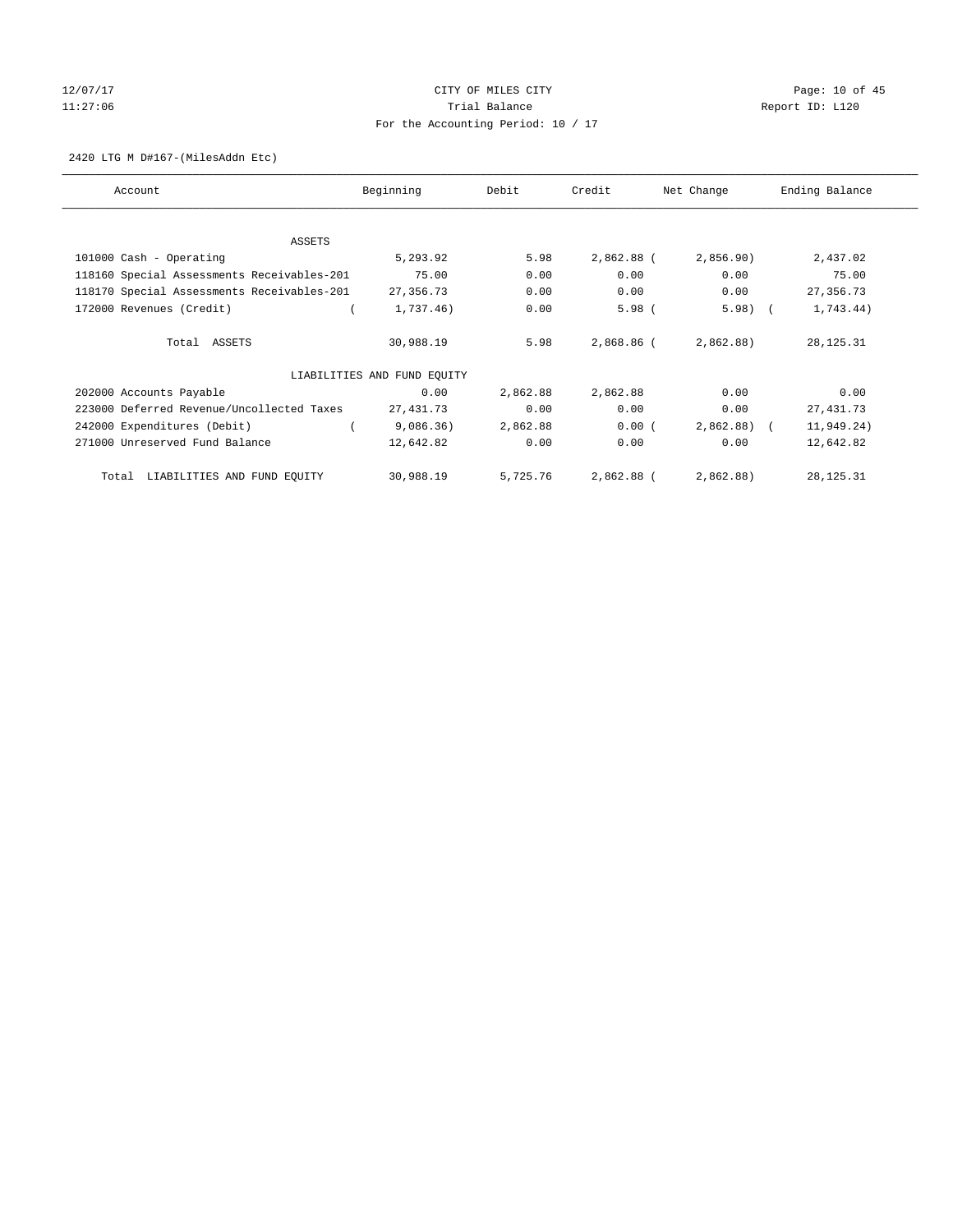CITY OF MILES CITY

Trial Balance

For the Accounting Period: 10 / 17

12/07/17
11:27:06

Report ID: L120

2420 LTG M D#167-(MilesAddn Etc)

| Account | Beginning | Debit | Credit | Net Change | Ending Balance |
|---|---|---|---|---|---|
| ASSETS | | | | | |
| 101000 Cash - Operating | 5,293.92 | 5.98 | 2,862.88 | ( 2,856.90) | 2,437.02 |
| 118160 Special Assessments Receivables-201 | 75.00 | 0.00 | 0.00 | 0.00 | 75.00 |
| 118170 Special Assessments Receivables-201 | 27,356.73 | 0.00 | 0.00 | 0.00 | 27,356.73 |
| 172000 Revenues (Credit) | ( 1,737.46) | 0.00 | 5.98 | ( 5.98) | ( 1,743.44) |
| Total ASSETS | 30,988.19 | 5.98 | 2,868.86 | ( 2,862.88) | 28,125.31 |
| LIABILITIES AND FUND EQUITY | | | | | |
| 202000 Accounts Payable | 0.00 | 2,862.88 | 2,862.88 | 0.00 | 0.00 |
| 223000 Deferred Revenue/Uncollected Taxes | 27,431.73 | 0.00 | 0.00 | 0.00 | 27,431.73 |
| 242000 Expenditures (Debit) | ( 9,086.36) | 2,862.88 | 0.00 | ( 2,862.88) | ( 11,949.24) |
| 271000 Unreserved Fund Balance | 12,642.82 | 0.00 | 0.00 | 0.00 | 12,642.82 |
| Total LIABILITIES AND FUND EQUITY | 30,988.19 | 5,725.76 | 2,862.88 | ( 2,862.88) | 28,125.31 |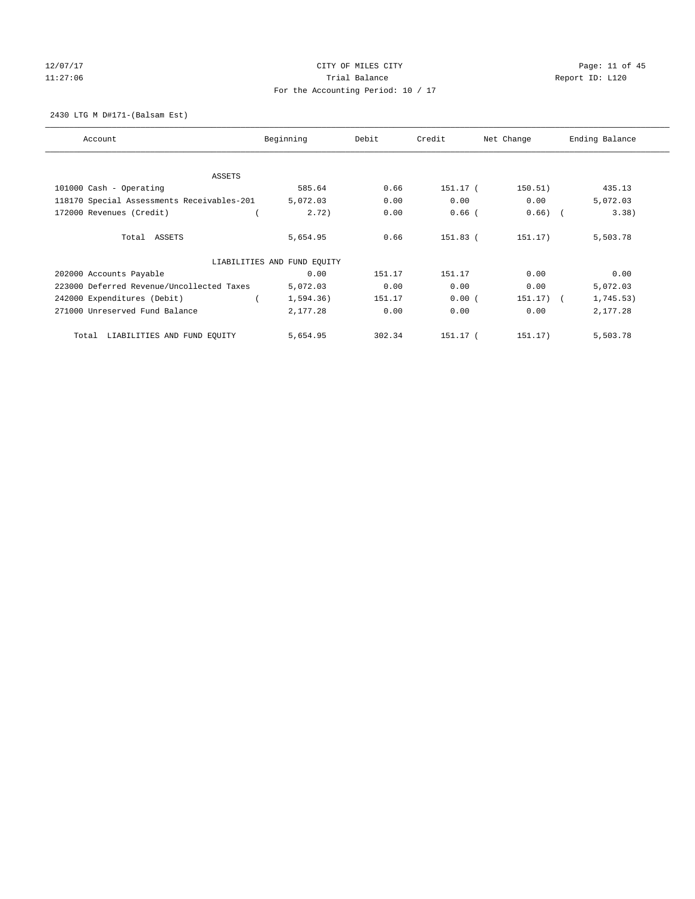CITY OF MILES CITY
Trial Balance
For the Accounting Period: 10 / 17

12/07/17
11:27:06

Report ID: L120

2430 LTG M D#171-(Balsam Est)

| Account | Beginning | Debit | Credit | Net Change | Ending Balance |
|---|---|---|---|---|---|
| ASSETS | | | | | |
| 101000 Cash - Operating | 585.64 | 0.66 | 151.17 | (150.51) | 435.13 |
| 118170 Special Assessments Receivables-201 | 5,072.03 | 0.00 | 0.00 | 0.00 | 5,072.03 |
| 172000 Revenues (Credit) | (2.72) | 0.00 | 0.66 | (0.66) | (3.38) |
| Total ASSETS | 5,654.95 | 0.66 | 151.83 | (151.17) | 5,503.78 |
| LIABILITIES AND FUND EQUITY | | | | | |
| 202000 Accounts Payable | 0.00 | 151.17 | 151.17 | 0.00 | 0.00 |
| 223000 Deferred Revenue/Uncollected Taxes | 5,072.03 | 0.00 | 0.00 | 0.00 | 5,072.03 |
| 242000 Expenditures (Debit) | (1,594.36) | 151.17 | 0.00 | (151.17) | (1,745.53) |
| 271000 Unreserved Fund Balance | 2,177.28 | 0.00 | 0.00 | 0.00 | 2,177.28 |
| Total LIABILITIES AND FUND EQUITY | 5,654.95 | 302.34 | 151.17 | (151.17) | 5,503.78 |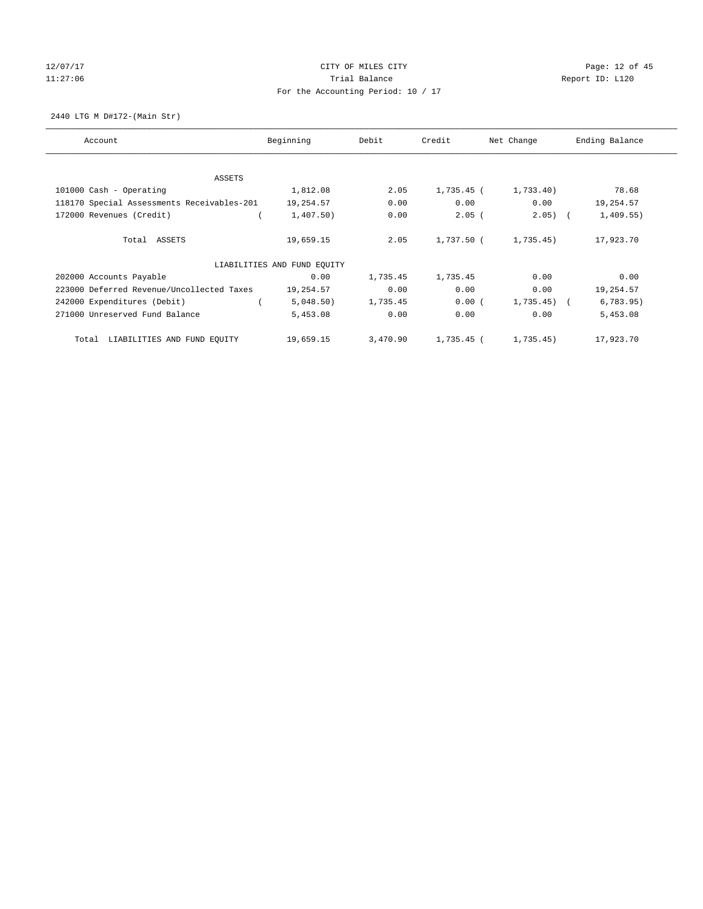CITY OF MILES CITY
Trial Balance
For the Accounting Period: 10 / 17

12/07/17
11:27:06

Report ID: L120

2440 LTG M D#172-(Main Str)

| Account | Beginning | Debit | Credit | Net Change | Ending Balance |
|---|---|---|---|---|---|
| ASSETS | | | | | |
| 101000 Cash - Operating | 1,812.08 | 2.05 | 1,735.45 | ( 1,733.40) | 78.68 |
| 118170 Special Assessments Receivables-201 | 19,254.57 | 0.00 | 0.00 | 0.00 | 19,254.57 |
| 172000 Revenues (Credit) | ( 1,407.50) | 0.00 | 2.05 | ( 2.05) | ( 1,409.55) |
| Total ASSETS | 19,659.15 | 2.05 | 1,737.50 | ( 1,735.45) | 17,923.70 |
| LIABILITIES AND FUND EQUITY | | | | | |
| 202000 Accounts Payable | 0.00 | 1,735.45 | 1,735.45 | 0.00 | 0.00 |
| 223000 Deferred Revenue/Uncollected Taxes | 19,254.57 | 0.00 | 0.00 | 0.00 | 19,254.57 |
| 242000 Expenditures (Debit) | ( 5,048.50) | 1,735.45 | 0.00 | ( 1,735.45) | ( 6,783.95) |
| 271000 Unreserved Fund Balance | 5,453.08 | 0.00 | 0.00 | 0.00 | 5,453.08 |
| Total LIABILITIES AND FUND EQUITY | 19,659.15 | 3,470.90 | 1,735.45 | ( 1,735.45) | 17,923.70 |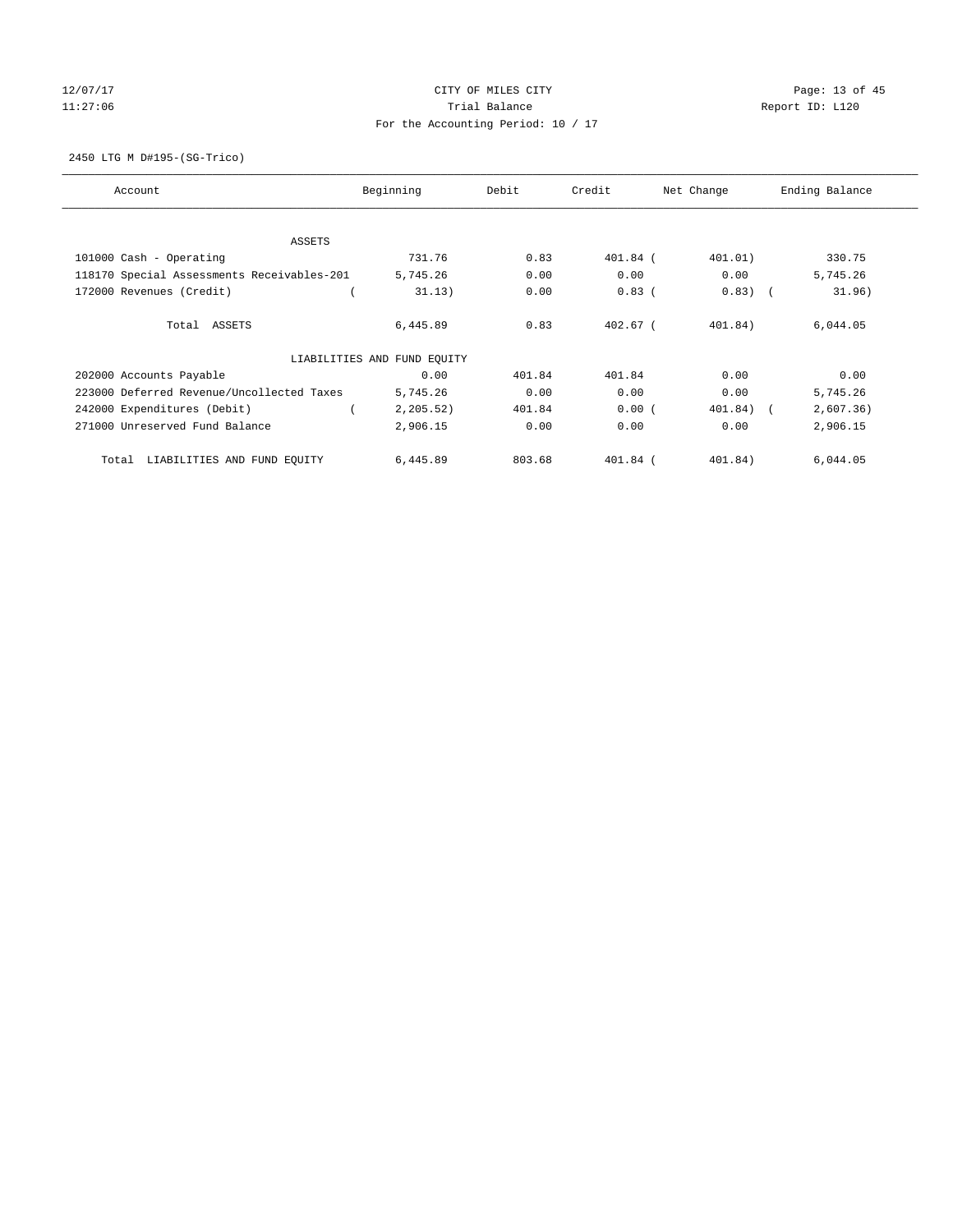CITY OF MILES CITY

Trial Balance

For the Accounting Period: 10 / 17

2450 LTG M D#195-(SG-Trico)

| Account | Beginning | Debit | Credit | Net Change | Ending Balance |
|---|---|---|---|---|---|
| ASSETS | | | | | |
| 101000 Cash - Operating | 731.76 | 0.83 | 401.84 | ( 401.01) | 330.75 |
| 118170 Special Assessments Receivables-201 | 5,745.26 | 0.00 | 0.00 | 0.00 | 5,745.26 |
| 172000 Revenues (Credit) | ( 31.13) | 0.00 | 0.83 | ( 0.83) | ( 31.96) |
| Total ASSETS | 6,445.89 | 0.83 | 402.67 | ( 401.84) | 6,044.05 |
| LIABILITIES AND FUND EQUITY | | | | | |
| 202000 Accounts Payable | 0.00 | 401.84 | 401.84 | 0.00 | 0.00 |
| 223000 Deferred Revenue/Uncollected Taxes | 5,745.26 | 0.00 | 0.00 | 0.00 | 5,745.26 |
| 242000 Expenditures (Debit) | ( 2,205.52) | 401.84 | 0.00 | ( 401.84) | ( 2,607.36) |
| 271000 Unreserved Fund Balance | 2,906.15 | 0.00 | 0.00 | 0.00 | 2,906.15 |
| Total LIABILITIES AND FUND EQUITY | 6,445.89 | 803.68 | 401.84 | ( 401.84) | 6,044.05 |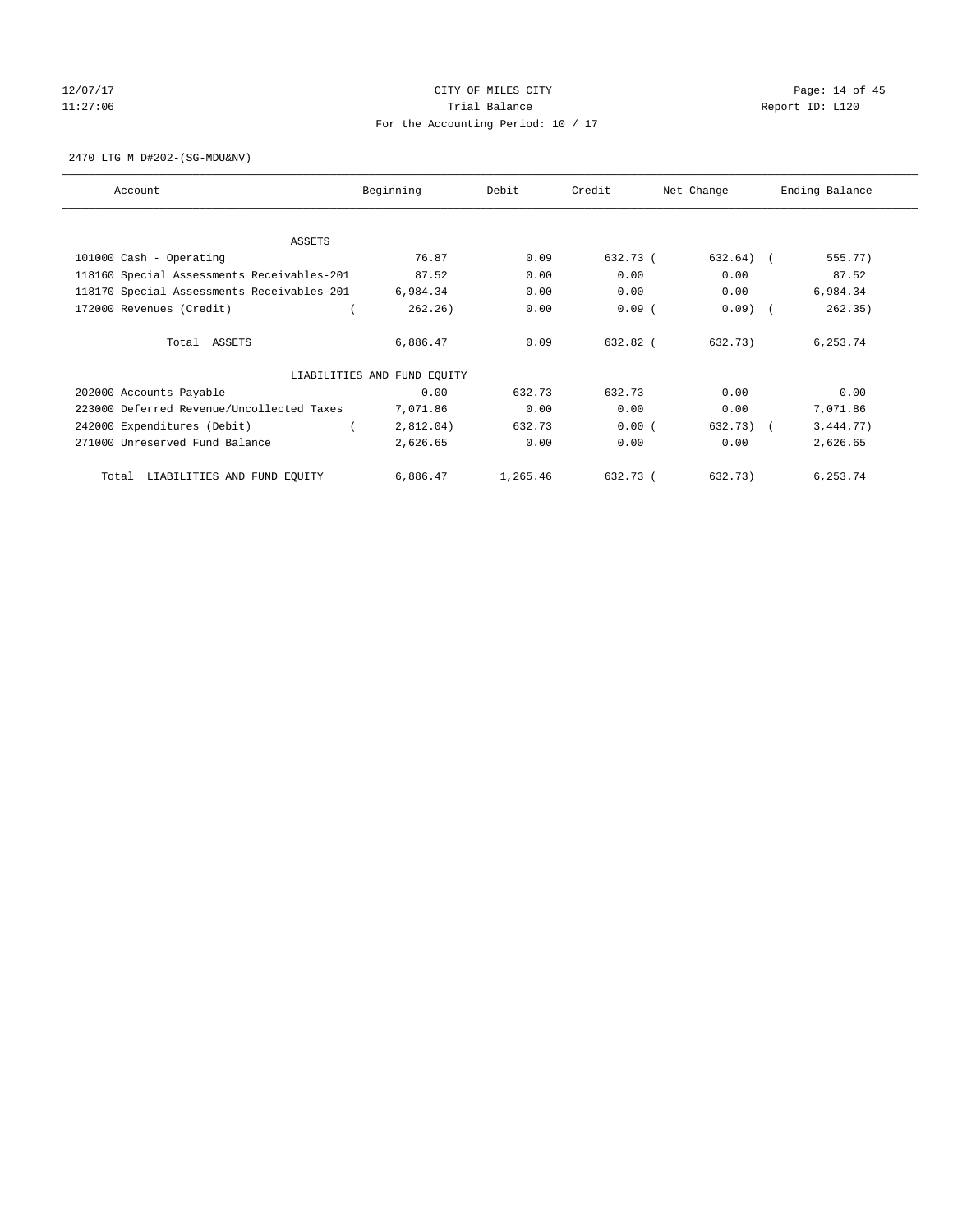CITY OF MILES CITY
Trial Balance
For the Accounting Period: 10 / 17

12/07/17
11:27:06

Report ID: L120

2470 LTG M D#202-(SG-MDU&NV)

| Account | Beginning | Debit | Credit | Net Change | Ending Balance |
|---|---|---|---|---|---|
| ASSETS | | | | | |
| 101000 Cash - Operating | 76.87 | 0.09 | 632.73 | ( 632.64) | ( 555.77) |
| 118160 Special Assessments Receivables-201 | 87.52 | 0.00 | 0.00 | 0.00 | 87.52 |
| 118170 Special Assessments Receivables-201 | 6,984.34 | 0.00 | 0.00 | 0.00 | 6,984.34 |
| 172000 Revenues (Credit) | ( 262.26) | 0.00 | 0.09 | ( 0.09) | ( 262.35) |
| Total ASSETS | 6,886.47 | 0.09 | 632.82 | ( 632.73) | 6,253.74 |
| LIABILITIES AND FUND EQUITY | | | | | |
| 202000 Accounts Payable | 0.00 | 632.73 | 632.73 | 0.00 | 0.00 |
| 223000 Deferred Revenue/Uncollected Taxes | 7,071.86 | 0.00 | 0.00 | 0.00 | 7,071.86 |
| 242000 Expenditures (Debit) | ( 2,812.04) | 632.73 | 0.00 | ( 632.73) | ( 3,444.77) |
| 271000 Unreserved Fund Balance | 2,626.65 | 0.00 | 0.00 | 0.00 | 2,626.65 |
| Total LIABILITIES AND FUND EQUITY | 6,886.47 | 1,265.46 | 632.73 | ( 632.73) | 6,253.74 |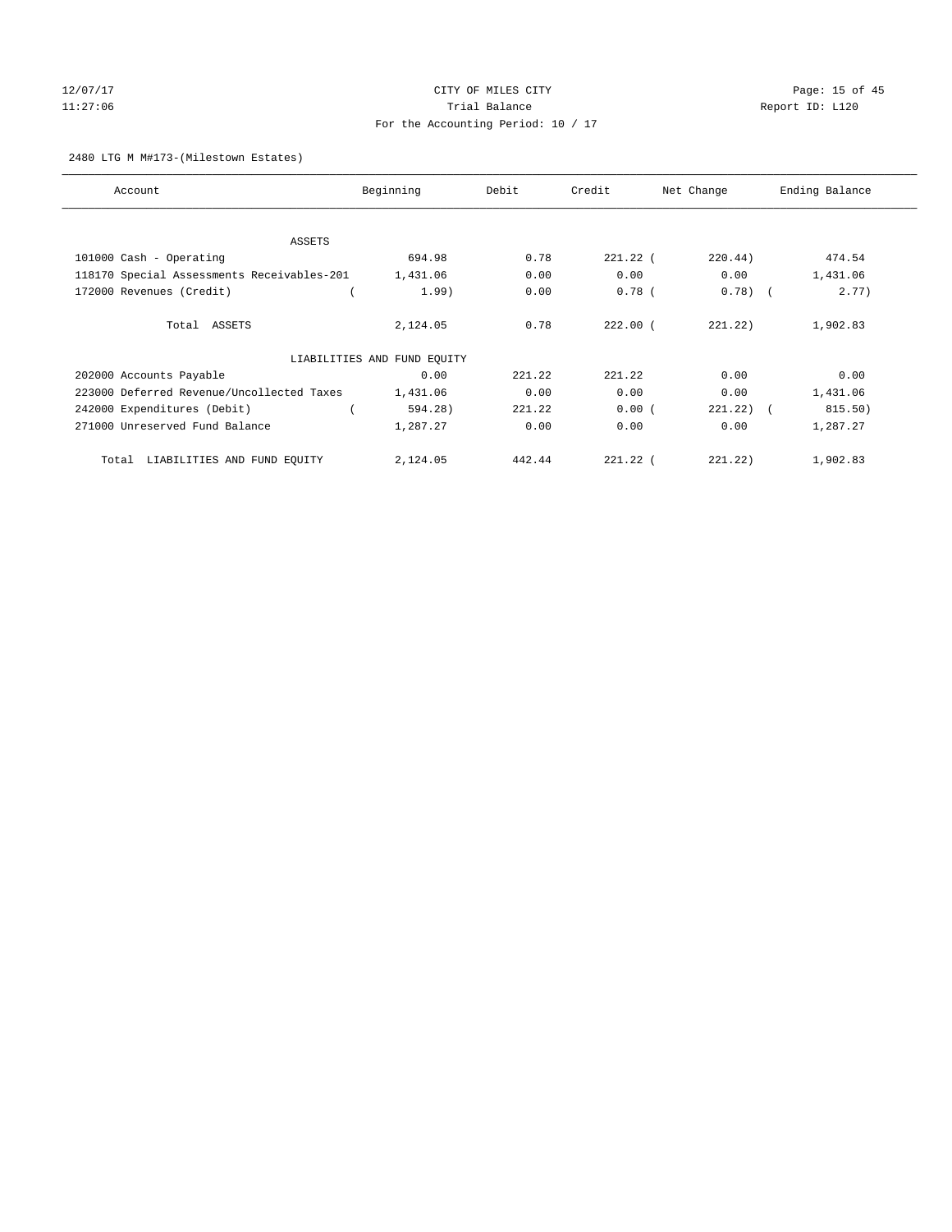12/07/17 CITY OF MILES CITY
11:27:06 Trial Balance Report ID: L120
For the Accounting Period: 10 / 17

2480 LTG M M#173-(Milestown Estates)

| Account | Beginning | Debit | Credit | Net Change | Ending Balance |
|---|---|---|---|---|---|
| ASSETS | | | | | |
| 101000 Cash - Operating | 694.98 | 0.78 | 221.22 | ( 220.44) | 474.54 |
| 118170 Special Assessments Receivables-201 | 1,431.06 | 0.00 | 0.00 | 0.00 | 1,431.06 |
| 172000 Revenues (Credit) | ( 1.99) | 0.00 | 0.78 | ( 0.78) | ( 2.77) |
| Total ASSETS | 2,124.05 | 0.78 | 222.00 | ( 221.22) | 1,902.83 |
| LIABILITIES AND FUND EQUITY | | | | | |
| 202000 Accounts Payable | 0.00 | 221.22 | 221.22 | 0.00 | 0.00 |
| 223000 Deferred Revenue/Uncollected Taxes | 1,431.06 | 0.00 | 0.00 | 0.00 | 1,431.06 |
| 242000 Expenditures (Debit) | ( 594.28) | 221.22 | 0.00 | ( 221.22) | ( 815.50) |
| 271000 Unreserved Fund Balance | 1,287.27 | 0.00 | 0.00 | 0.00 | 1,287.27 |
| Total LIABILITIES AND FUND EQUITY | 2,124.05 | 442.44 | 221.22 | ( 221.22) | 1,902.83 |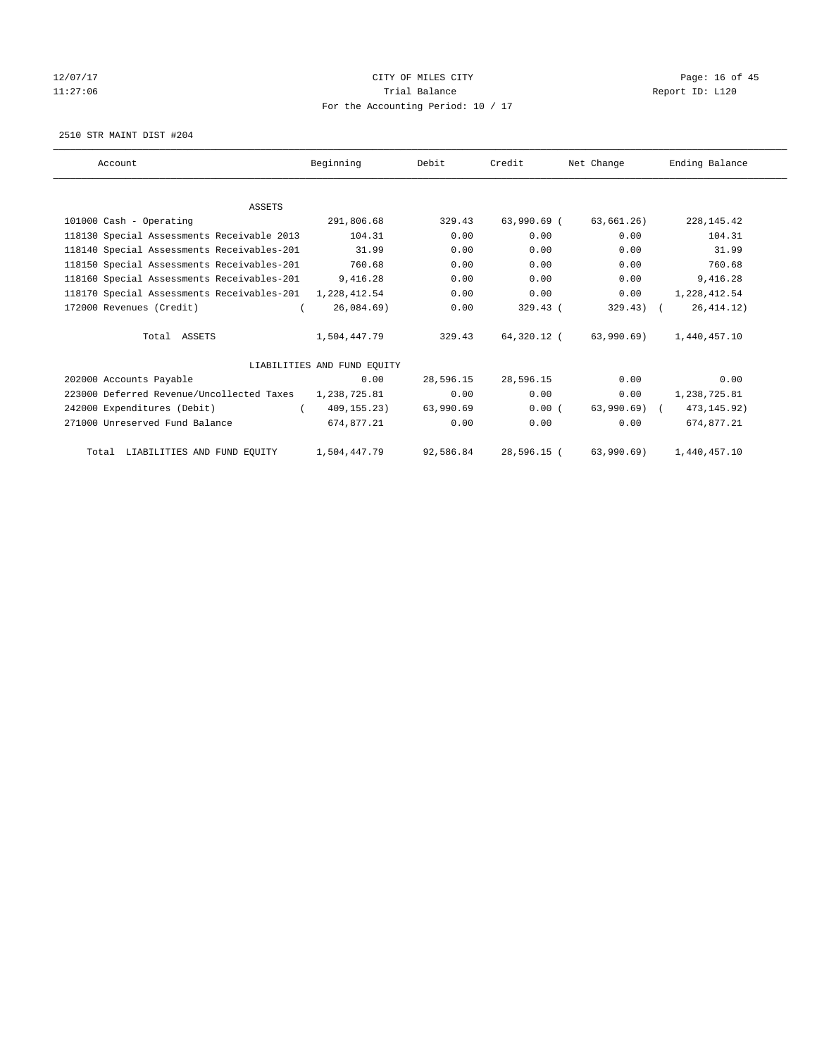12/07/17 CITY OF MILES CITY
11:27:06 Trial Balance Report ID: L120
For the Accounting Period: 10 / 17

2510 STR MAINT DIST #204

| Account | Beginning | Debit | Credit | Net Change | Ending Balance |
|---|---|---|---|---|---|
| ASSETS | | | | | |
| 101000 Cash - Operating | 291,806.68 | 329.43 | 63,990.69 | ( 63,661.26) | 228,145.42 |
| 118130 Special Assessments Receivable 2013 | 104.31 | 0.00 | 0.00 | 0.00 | 104.31 |
| 118140 Special Assessments Receivables-201 | 31.99 | 0.00 | 0.00 | 0.00 | 31.99 |
| 118150 Special Assessments Receivables-201 | 760.68 | 0.00 | 0.00 | 0.00 | 760.68 |
| 118160 Special Assessments Receivables-201 | 9,416.28 | 0.00 | 0.00 | 0.00 | 9,416.28 |
| 118170 Special Assessments Receivables-201 | 1,228,412.54 | 0.00 | 0.00 | 0.00 | 1,228,412.54 |
| 172000 Revenues (Credit) | ( 26,084.69) | 0.00 | 329.43 | ( 329.43) | ( 26,414.12) |
| Total ASSETS | 1,504,447.79 | 329.43 | 64,320.12 | ( 63,990.69) | 1,440,457.10 |
| LIABILITIES AND FUND EQUITY | | | | | |
| 202000 Accounts Payable | 0.00 | 28,596.15 | 28,596.15 | 0.00 | 0.00 |
| 223000 Deferred Revenue/Uncollected Taxes | 1,238,725.81 | 0.00 | 0.00 | 0.00 | 1,238,725.81 |
| 242000 Expenditures (Debit) | ( 409,155.23) | 63,990.69 | 0.00 | ( 63,990.69) | ( 473,145.92) |
| 271000 Unreserved Fund Balance | 674,877.21 | 0.00 | 0.00 | 0.00 | 674,877.21 |
| Total LIABILITIES AND FUND EQUITY | 1,504,447.79 | 92,586.84 | 28,596.15 | ( 63,990.69) | 1,440,457.10 |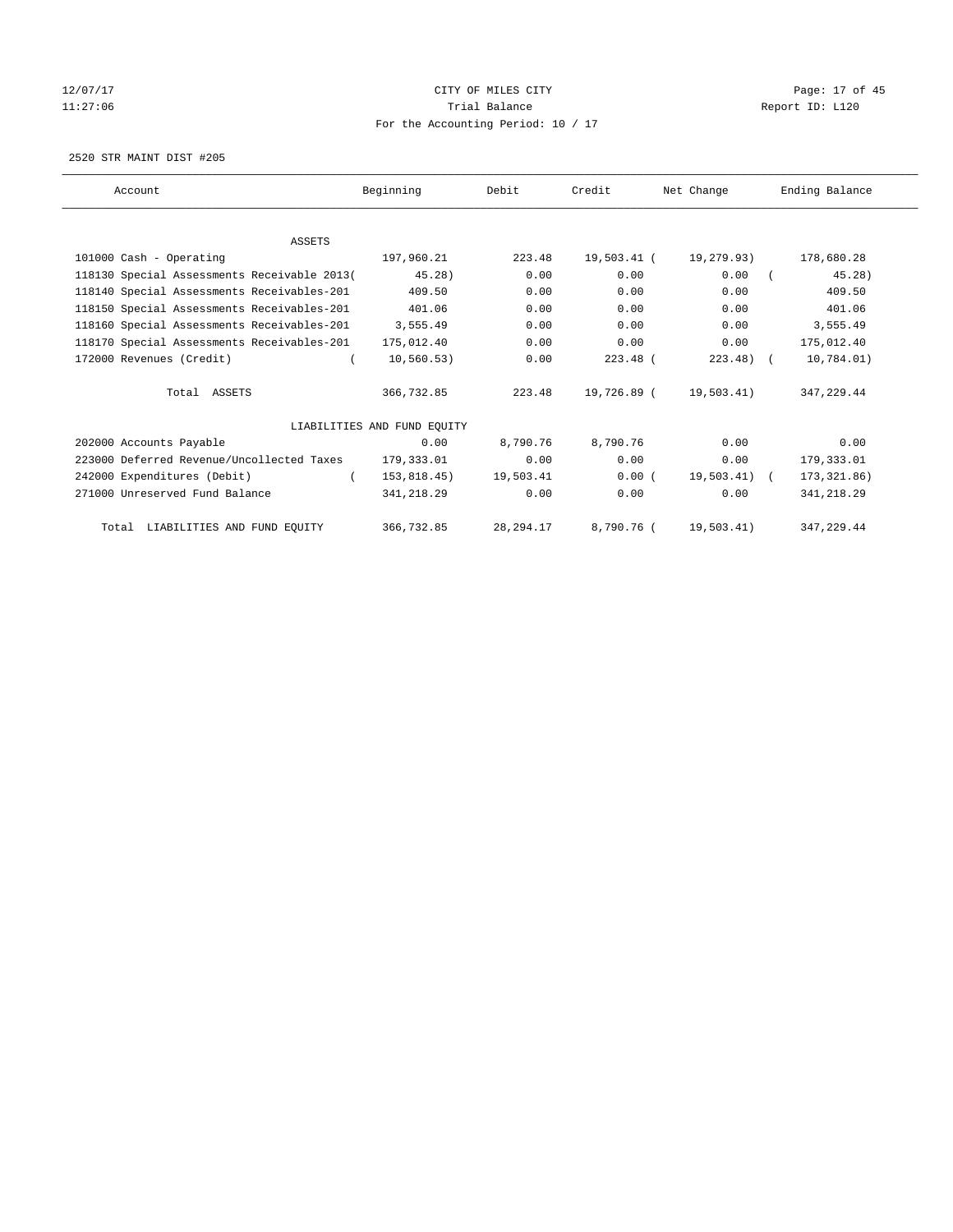12/07/17 CITY OF MILES CITY
11:27:06 Trial Balance Report ID: L120
For the Accounting Period: 10 / 17

2520 STR MAINT DIST #205

| Account | Beginning | Debit | Credit | Net Change | Ending Balance |
|---|---|---|---|---|---|
| ASSETS | | | | | |
| 101000 Cash - Operating | 197,960.21 | 223.48 | 19,503.41 | ( 19,279.93) | 178,680.28 |
| 118130 Special Assessments Receivable 2013( | 45.28) | 0.00 | 0.00 | 0.00 | ( 45.28) |
| 118140 Special Assessments Receivables-201 | 409.50 | 0.00 | 0.00 | 0.00 | 409.50 |
| 118150 Special Assessments Receivables-201 | 401.06 | 0.00 | 0.00 | 0.00 | 401.06 |
| 118160 Special Assessments Receivables-201 | 3,555.49 | 0.00 | 0.00 | 0.00 | 3,555.49 |
| 118170 Special Assessments Receivables-201 | 175,012.40 | 0.00 | 0.00 | 0.00 | 175,012.40 |
| 172000 Revenues (Credit) | ( 10,560.53) | 0.00 | 223.48 | ( 223.48) | ( 10,784.01) |
| Total ASSETS | 366,732.85 | 223.48 | 19,726.89 | ( 19,503.41) | 347,229.44 |
| LIABILITIES AND FUND EQUITY | | | | | |
| 202000 Accounts Payable | 0.00 | 8,790.76 | 8,790.76 | 0.00 | 0.00 |
| 223000 Deferred Revenue/Uncollected Taxes | 179,333.01 | 0.00 | 0.00 | 0.00 | 179,333.01 |
| 242000 Expenditures (Debit) | ( 153,818.45) | 19,503.41 | 0.00 | ( 19,503.41) | ( 173,321.86) |
| 271000 Unreserved Fund Balance | 341,218.29 | 0.00 | 0.00 | 0.00 | 341,218.29 |
| Total LIABILITIES AND FUND EQUITY | 366,732.85 | 28,294.17 | 8,790.76 | ( 19,503.41) | 347,229.44 |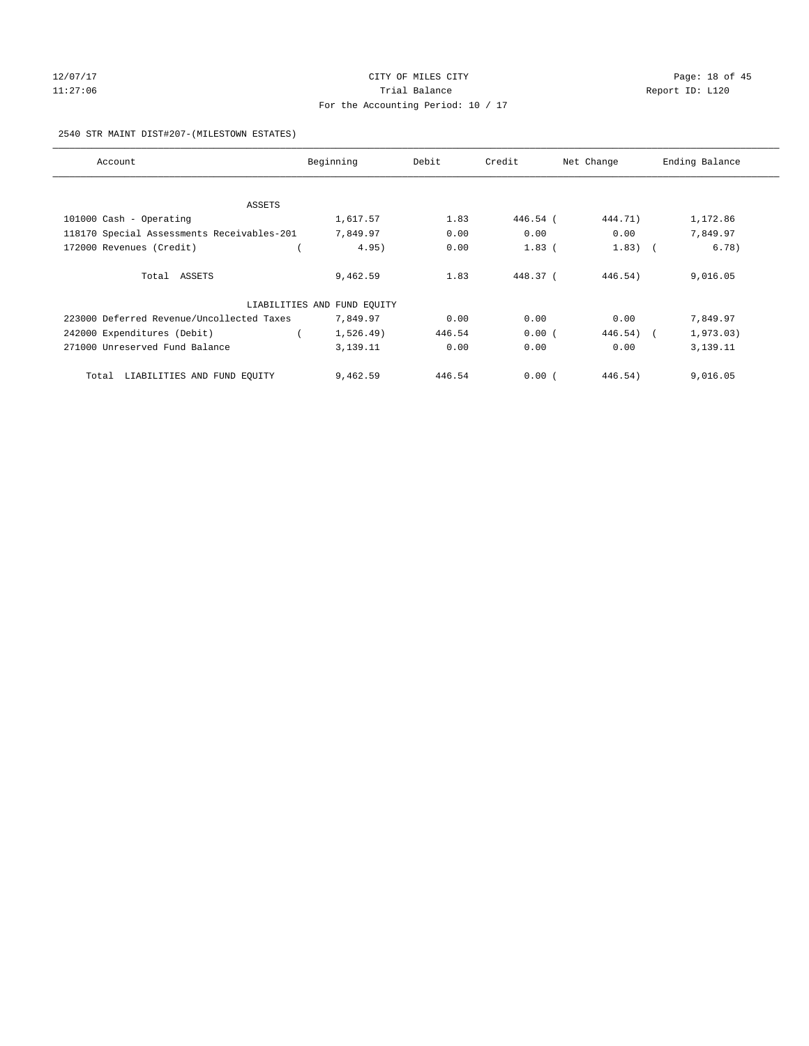CITY OF MILES CITY

Trial Balance

For the Accounting Period: 10 / 17

12/07/17 11:27:06 — Report ID: L120

2540 STR MAINT DIST#207-(MILESTOWN ESTATES)

| Account | Beginning | Debit | Credit | Net Change | Ending Balance |
|---|---|---|---|---|---|
| ASSETS | | | | | |
| 101000 Cash - Operating | 1,617.57 | 1.83 | 446.54 | ( 444.71) | 1,172.86 |
| 118170 Special Assessments Receivables-201 | 7,849.97 | 0.00 | 0.00 | 0.00 | 7,849.97 |
| 172000 Revenues (Credit) | ( 4.95) | 0.00 | 1.83 | ( 1.83) | ( 6.78) |
| Total ASSETS | 9,462.59 | 1.83 | 448.37 | ( 446.54) | 9,016.05 |
| LIABILITIES AND FUND EQUITY | | | | | |
| 223000 Deferred Revenue/Uncollected Taxes | 7,849.97 | 0.00 | 0.00 | 0.00 | 7,849.97 |
| 242000 Expenditures (Debit) | ( 1,526.49) | 446.54 | 0.00 | ( 446.54) | ( 1,973.03) |
| 271000 Unreserved Fund Balance | 3,139.11 | 0.00 | 0.00 | 0.00 | 3,139.11 |
| Total LIABILITIES AND FUND EQUITY | 9,462.59 | 446.54 | 0.00 | ( 446.54) | 9,016.05 |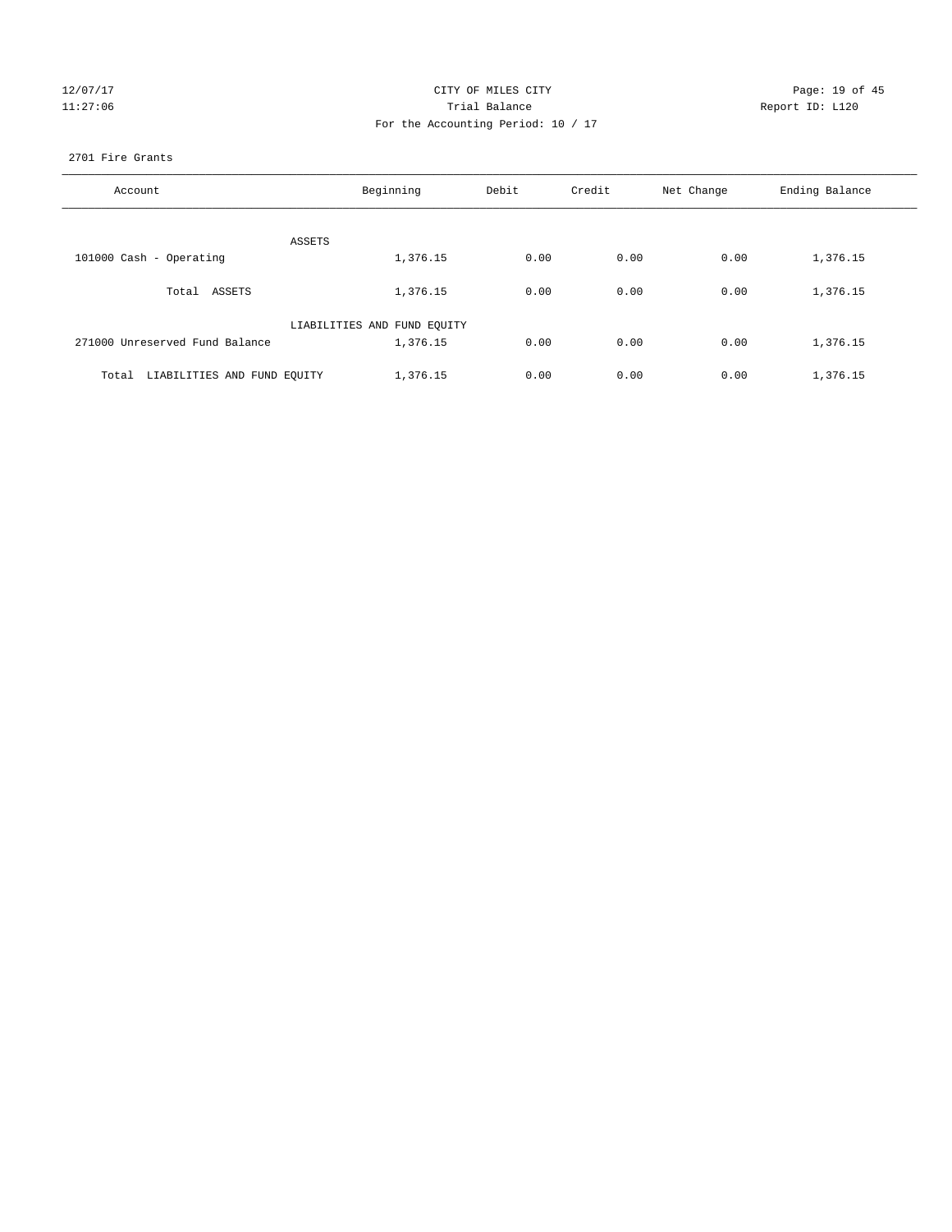CITY OF MILES CITY
Trial Balance
For the Accounting Period: 10 / 17

12/07/17
11:27:06

Report ID: L120

2701 Fire Grants

| Account | Beginning | Debit | Credit | Net Change | Ending Balance |
|---|---|---|---|---|---|
| ASSETS | | | | | |
| 101000 Cash - Operating | 1,376.15 | 0.00 | 0.00 | 0.00 | 1,376.15 |
| Total ASSETS | 1,376.15 | 0.00 | 0.00 | 0.00 | 1,376.15 |
| LIABILITIES AND FUND EQUITY | | | | | |
| 271000 Unreserved Fund Balance | 1,376.15 | 0.00 | 0.00 | 0.00 | 1,376.15 |
| Total LIABILITIES AND FUND EQUITY | 1,376.15 | 0.00 | 0.00 | 0.00 | 1,376.15 |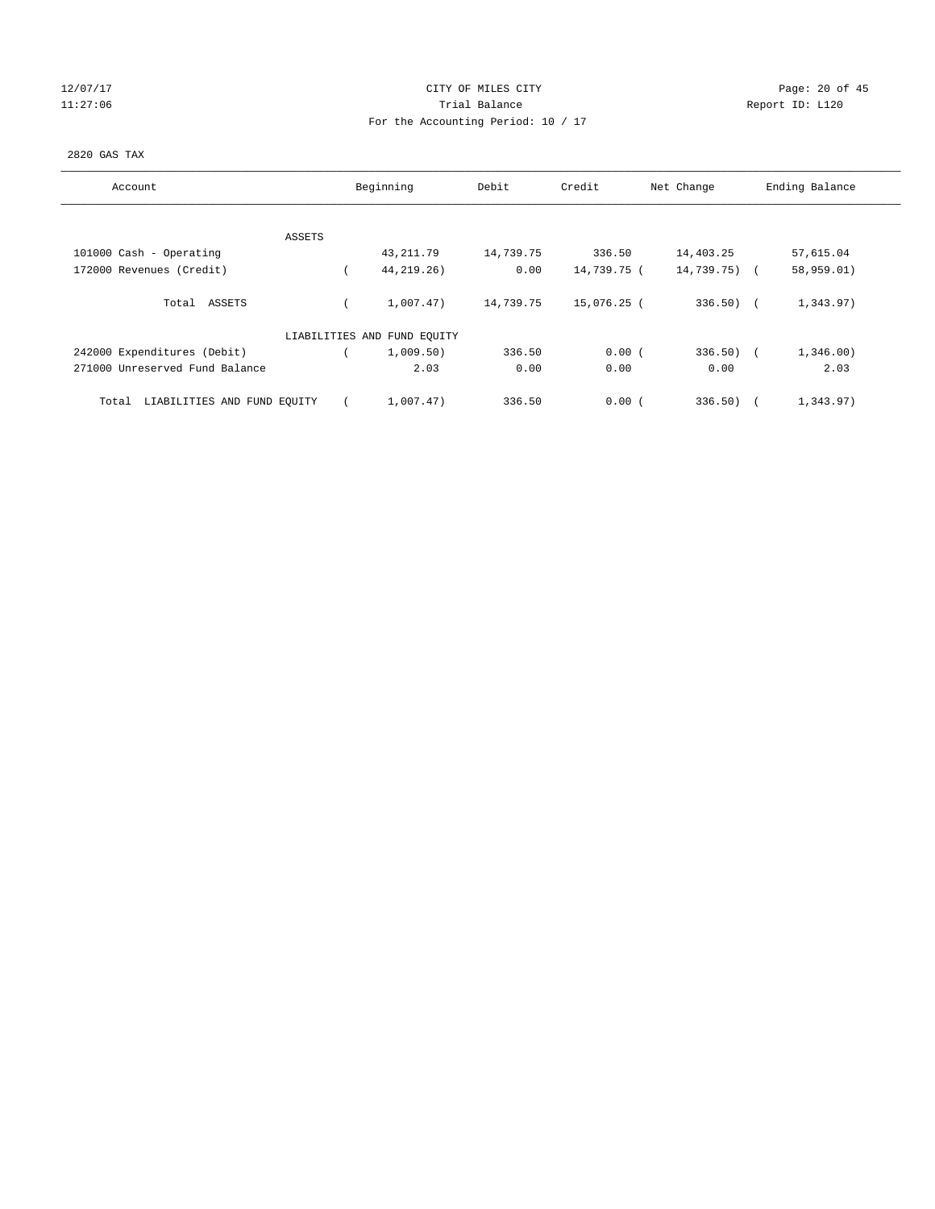CITY OF MILES CITY
Trial Balance
For the Accounting Period: 10 / 17

12/07/17
11:27:06

Report ID: L120

2820 GAS TAX

| Account | Beginning | Debit | Credit | Net Change | Ending Balance |
|---|---|---|---|---|---|
| ASSETS | | | | | |
| 101000 Cash - Operating | 43,211.79 | 14,739.75 | 336.50 | 14,403.25 | 57,615.04 |
| 172000 Revenues (Credit) | ( 44,219.26) | 0.00 | 14,739.75 | ( 14,739.75) | ( 58,959.01) |
| Total ASSETS | ( 1,007.47) | 14,739.75 | 15,076.25 | ( 336.50) | ( 1,343.97) |
| LIABILITIES AND FUND EQUITY | | | | | |
| 242000 Expenditures (Debit) | ( 1,009.50) | 336.50 | 0.00 | ( 336.50) | ( 1,346.00) |
| 271000 Unreserved Fund Balance | 2.03 | 0.00 | 0.00 | 0.00 | 2.03 |
| Total LIABILITIES AND FUND EQUITY | ( 1,007.47) | 336.50 | 0.00 | ( 336.50) | ( 1,343.97) |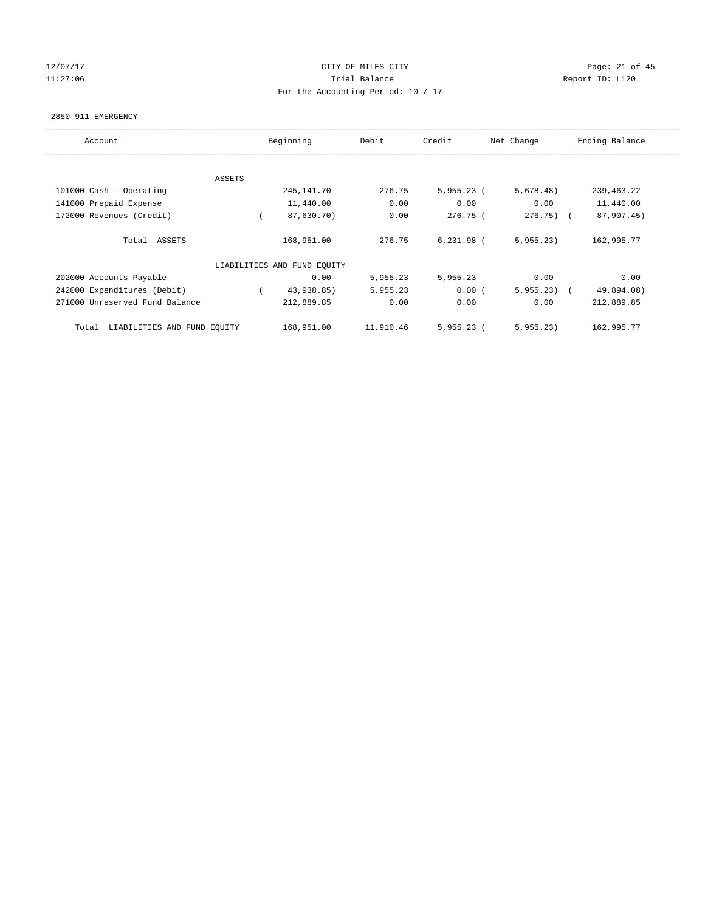CITY OF MILES CITY
Trial Balance
For the Accounting Period: 10 / 17

12/07/17
11:27:06

Report ID: L120

2850 911 EMERGENCY

| Account | Beginning | Debit | Credit | Net Change | Ending Balance |
|---|---|---|---|---|---|
| ASSETS | | | | | |
| 101000 Cash - Operating | 245,141.70 | 276.75 | 5,955.23 | (5,678.48) | 239,463.22 |
| 141000 Prepaid Expense | 11,440.00 | 0.00 | 0.00 | 0.00 | 11,440.00 |
| 172000 Revenues (Credit) | (87,630.70) | 0.00 | 276.75 | (276.75) | (87,907.45) |
| Total ASSETS | 168,951.00 | 276.75 | 6,231.98 | (5,955.23) | 162,995.77 |
| LIABILITIES AND FUND EQUITY | | | | | |
| 202000 Accounts Payable | 0.00 | 5,955.23 | 5,955.23 | 0.00 | 0.00 |
| 242000 Expenditures (Debit) | (43,938.85) | 5,955.23 | 0.00 | (5,955.23) | (49,894.08) |
| 271000 Unreserved Fund Balance | 212,889.85 | 0.00 | 0.00 | 0.00 | 212,889.85 |
| Total LIABILITIES AND FUND EQUITY | 168,951.00 | 11,910.46 | 5,955.23 | (5,955.23) | 162,995.77 |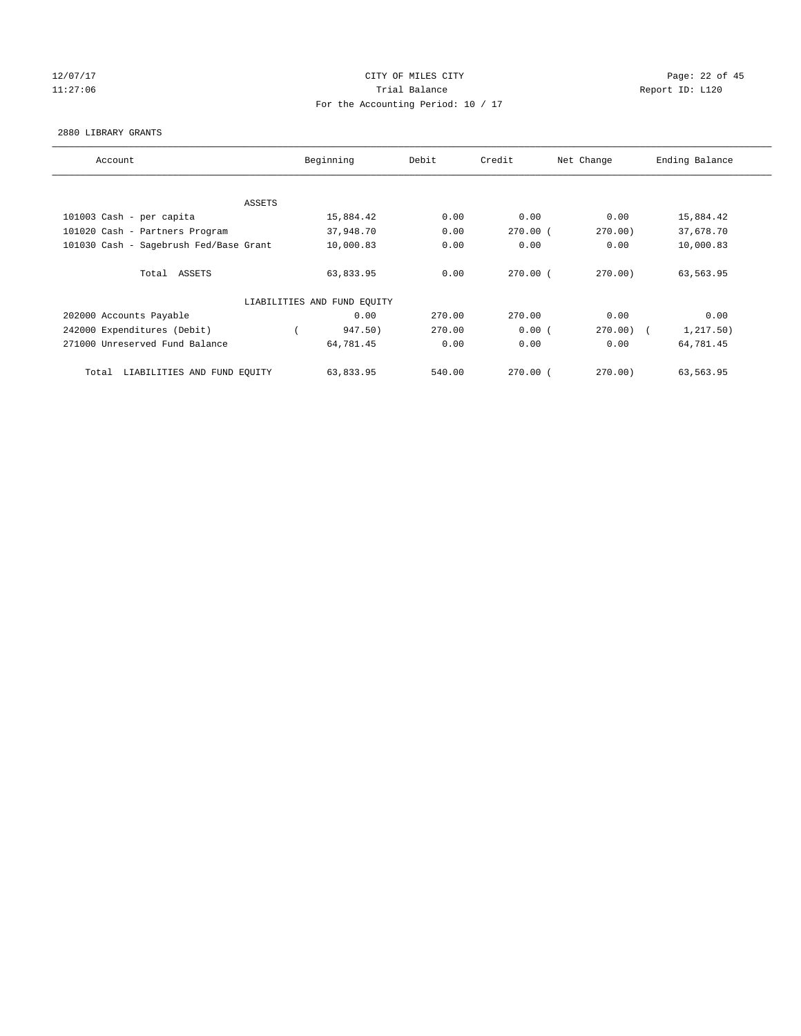CITY OF MILES CITY
Trial Balance
For the Accounting Period: 10 / 17

12/07/17
11:27:06

Report ID: L120

2880 LIBRARY GRANTS

| Account | Beginning | Debit | Credit | Net Change | Ending Balance |
|---|---|---|---|---|---|
| ASSETS | | | | | |
| 101003 Cash - per capita | 15,884.42 | 0.00 | 0.00 | 0.00 | 15,884.42 |
| 101020 Cash - Partners Program | 37,948.70 | 0.00 | 270.00 | ( 270.00) | 37,678.70 |
| 101030 Cash - Sagebrush Fed/Base Grant | 10,000.83 | 0.00 | 0.00 | 0.00 | 10,000.83 |
| Total ASSETS | 63,833.95 | 0.00 | 270.00 | ( 270.00) | 63,563.95 |
| LIABILITIES AND FUND EQUITY | | | | | |
| 202000 Accounts Payable | 0.00 | 270.00 | 270.00 | 0.00 | 0.00 |
| 242000 Expenditures (Debit) | ( 947.50) | 270.00 | 0.00 | ( 270.00) | ( 1,217.50) |
| 271000 Unreserved Fund Balance | 64,781.45 | 0.00 | 0.00 | 0.00 | 64,781.45 |
| Total LIABILITIES AND FUND EQUITY | 63,833.95 | 540.00 | 270.00 | ( 270.00) | 63,563.95 |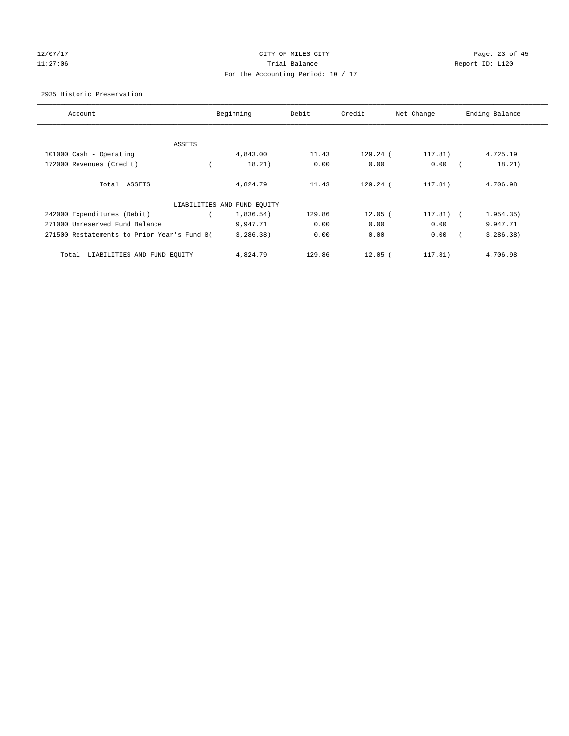CITY OF MILES CITY
Trial Balance
For the Accounting Period: 10 / 17

12/07/17
11:27:06

Report ID: L120

2935 Historic Preservation

| Account | Beginning | Debit | Credit | Net Change | Ending Balance |
|---|---|---|---|---|---|
| ASSETS | | | | | |
| 101000 Cash - Operating | 4,843.00 | 11.43 | 129.24 | ( 117.81) | 4,725.19 |
| 172000 Revenues (Credit) | ( 18.21) | 0.00 | 0.00 | 0.00 | ( 18.21) |
| Total ASSETS | 4,824.79 | 11.43 | 129.24 | ( 117.81) | 4,706.98 |
| LIABILITIES AND FUND EQUITY | | | | | |
| 242000 Expenditures (Debit) | ( 1,836.54) | 129.86 | 12.05 | ( 117.81) | ( 1,954.35) |
| 271000 Unreserved Fund Balance | 9,947.71 | 0.00 | 0.00 | 0.00 | 9,947.71 |
| 271500 Restatements to Prior Year's Fund B( | 3,286.38) | 0.00 | 0.00 | 0.00 | ( 3,286.38) |
| Total LIABILITIES AND FUND EQUITY | 4,824.79 | 129.86 | 12.05 | ( 117.81) | 4,706.98 |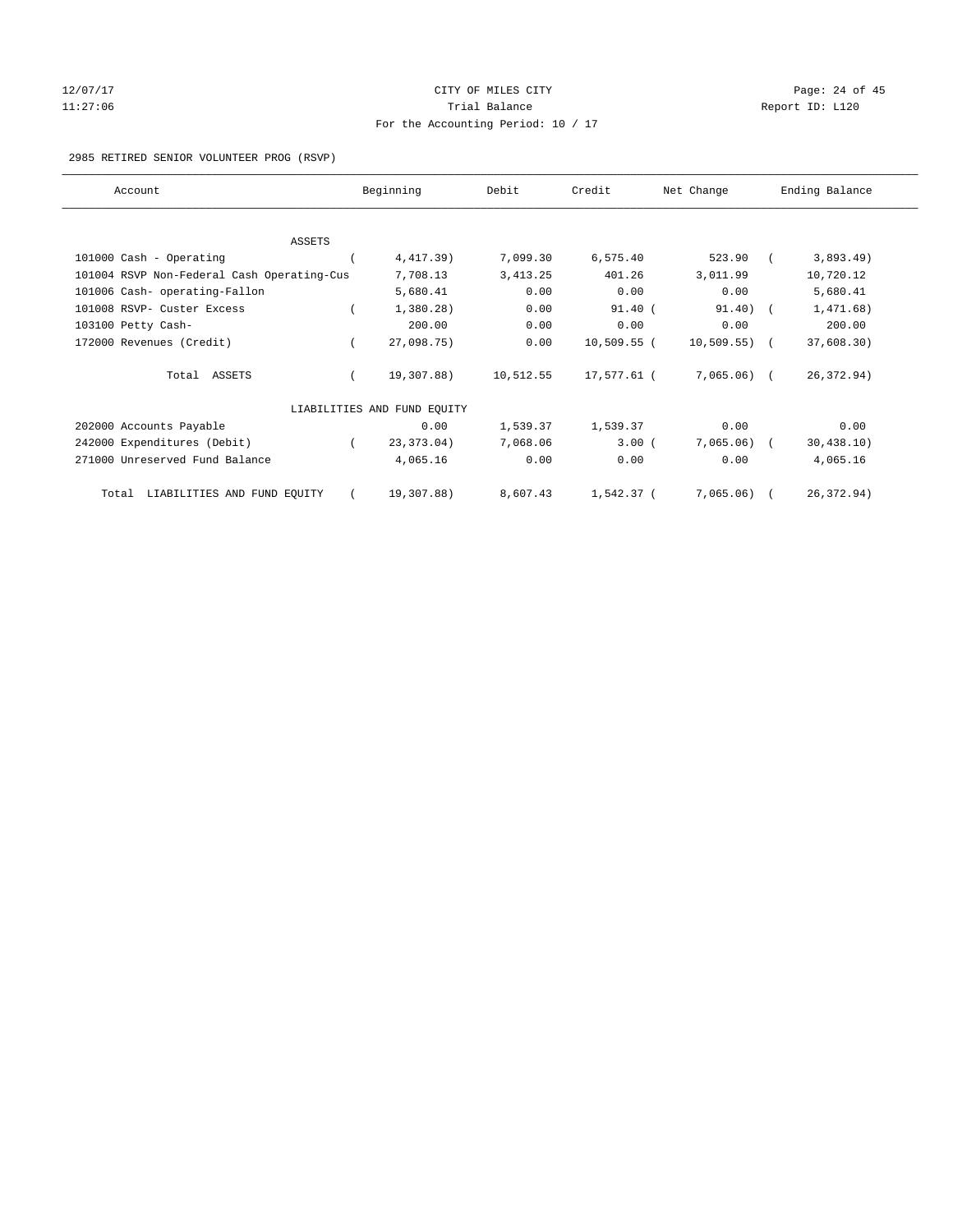12/07/17 CITY OF MILES CITY
11:27:06 Trial Balance Report ID: L120
For the Accounting Period: 10 / 17

2985 RETIRED SENIOR VOLUNTEER PROG (RSVP)

| Account | Beginning | Debit | Credit | Net Change | Ending Balance |
|---|---|---|---|---|---|
| ASSETS | | | | | |
| 101000 Cash - Operating | ( 4,417.39) | 7,099.30 | 6,575.40 | 523.90 | ( 3,893.49) |
| 101004 RSVP Non-Federal Cash Operating-Cus | 7,708.13 | 3,413.25 | 401.26 | 3,011.99 | 10,720.12 |
| 101006 Cash- operating-Fallon | 5,680.41 | 0.00 | 0.00 | 0.00 | 5,680.41 |
| 101008 RSVP- Custer Excess | ( 1,380.28) | 0.00 | 91.40 | ( 91.40) | ( 1,471.68) |
| 103100 Petty Cash- | 200.00 | 0.00 | 0.00 | 0.00 | 200.00 |
| 172000 Revenues (Credit) | ( 27,098.75) | 0.00 | 10,509.55 | ( 10,509.55) | ( 37,608.30) |
| Total ASSETS | ( 19,307.88) | 10,512.55 | 17,577.61 | ( 7,065.06) | ( 26,372.94) |
| LIABILITIES AND FUND EQUITY | | | | | |
| 202000 Accounts Payable | 0.00 | 1,539.37 | 1,539.37 | 0.00 | 0.00 |
| 242000 Expenditures (Debit) | ( 23,373.04) | 7,068.06 | 3.00 | ( 7,065.06) | ( 30,438.10) |
| 271000 Unreserved Fund Balance | 4,065.16 | 0.00 | 0.00 | 0.00 | 4,065.16 |
| Total LIABILITIES AND FUND EQUITY | ( 19,307.88) | 8,607.43 | 1,542.37 | ( 7,065.06) | ( 26,372.94) |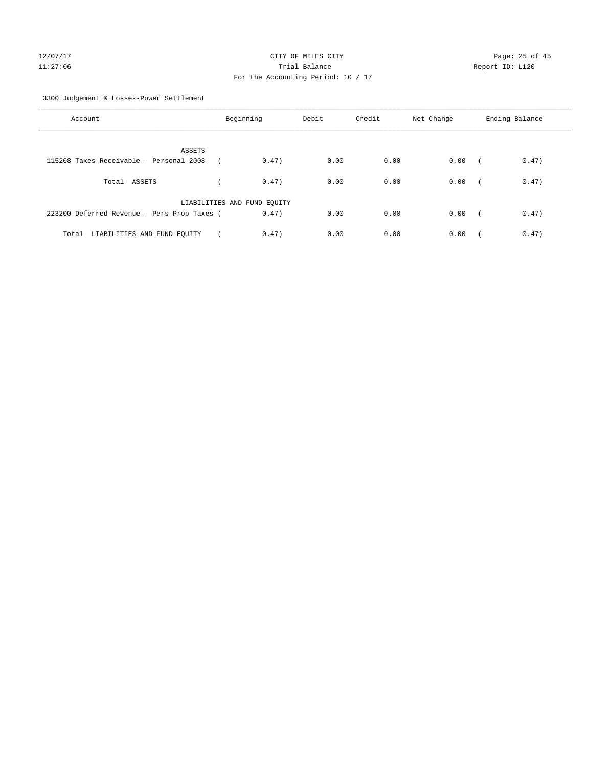CITY OF MILES CITY

Trial Balance

For the Accounting Period: 10 / 17

12/07/17 11:27:06 Report ID: L120

3300 Judgement & Losses-Power Settlement

| Account | Beginning | Debit | Credit | Net Change | Ending Balance |
|---|---|---|---|---|---|
| ASSETS | | | | | |
| 115208 Taxes Receivable - Personal 2008 | ( 0.47) | 0.00 | 0.00 | 0.00 | ( 0.47) |
| Total ASSETS | ( 0.47) | 0.00 | 0.00 | 0.00 | ( 0.47) |
| LIABILITIES AND FUND EQUITY | | | | | |
| 223200 Deferred Revenue - Pers Prop Taxes | ( 0.47) | 0.00 | 0.00 | 0.00 | ( 0.47) |
| Total LIABILITIES AND FUND EQUITY | ( 0.47) | 0.00 | 0.00 | 0.00 | ( 0.47) |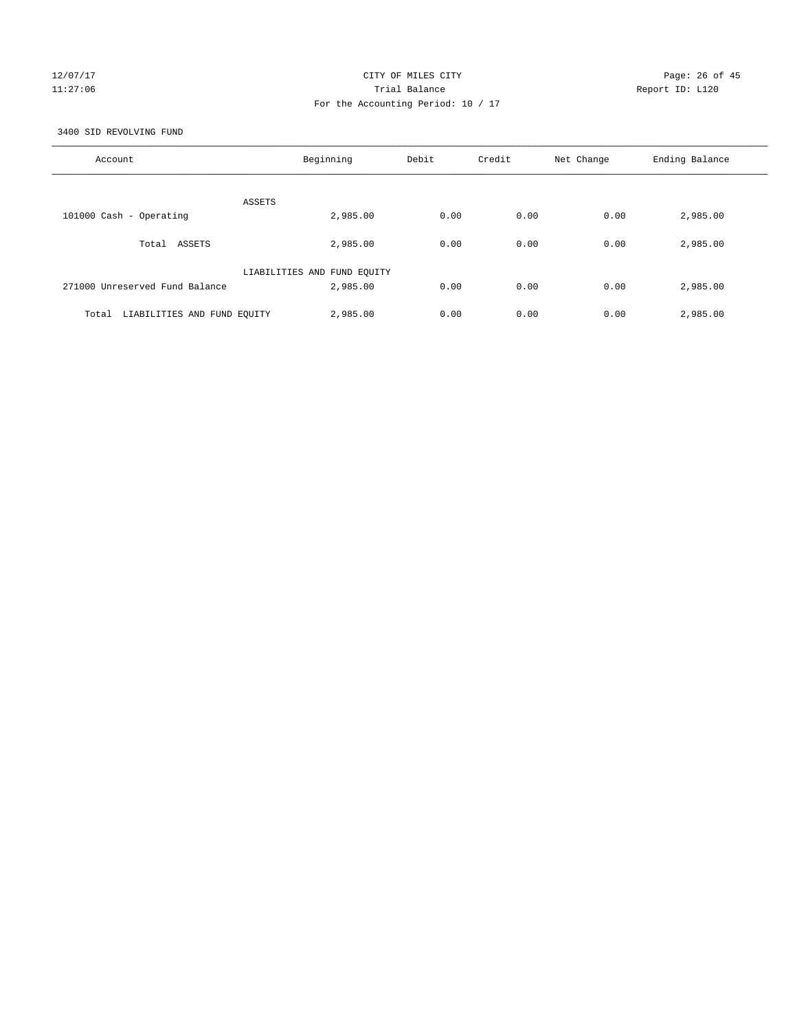12/07/17 CITY OF MILES CITY
11:27:06 Trial Balance Report ID: L120
For the Accounting Period: 10 / 17

3400 SID REVOLVING FUND

| Account | Beginning | Debit | Credit | Net Change | Ending Balance |
|---|---|---|---|---|---|
| ASSETS | | | | | |
| 101000 Cash - Operating | 2,985.00 | 0.00 | 0.00 | 0.00 | 2,985.00 |
| Total ASSETS | 2,985.00 | 0.00 | 0.00 | 0.00 | 2,985.00 |
| LIABILITIES AND FUND EQUITY | | | | | |
| 271000 Unreserved Fund Balance | 2,985.00 | 0.00 | 0.00 | 0.00 | 2,985.00 |
| Total LIABILITIES AND FUND EQUITY | 2,985.00 | 0.00 | 0.00 | 0.00 | 2,985.00 |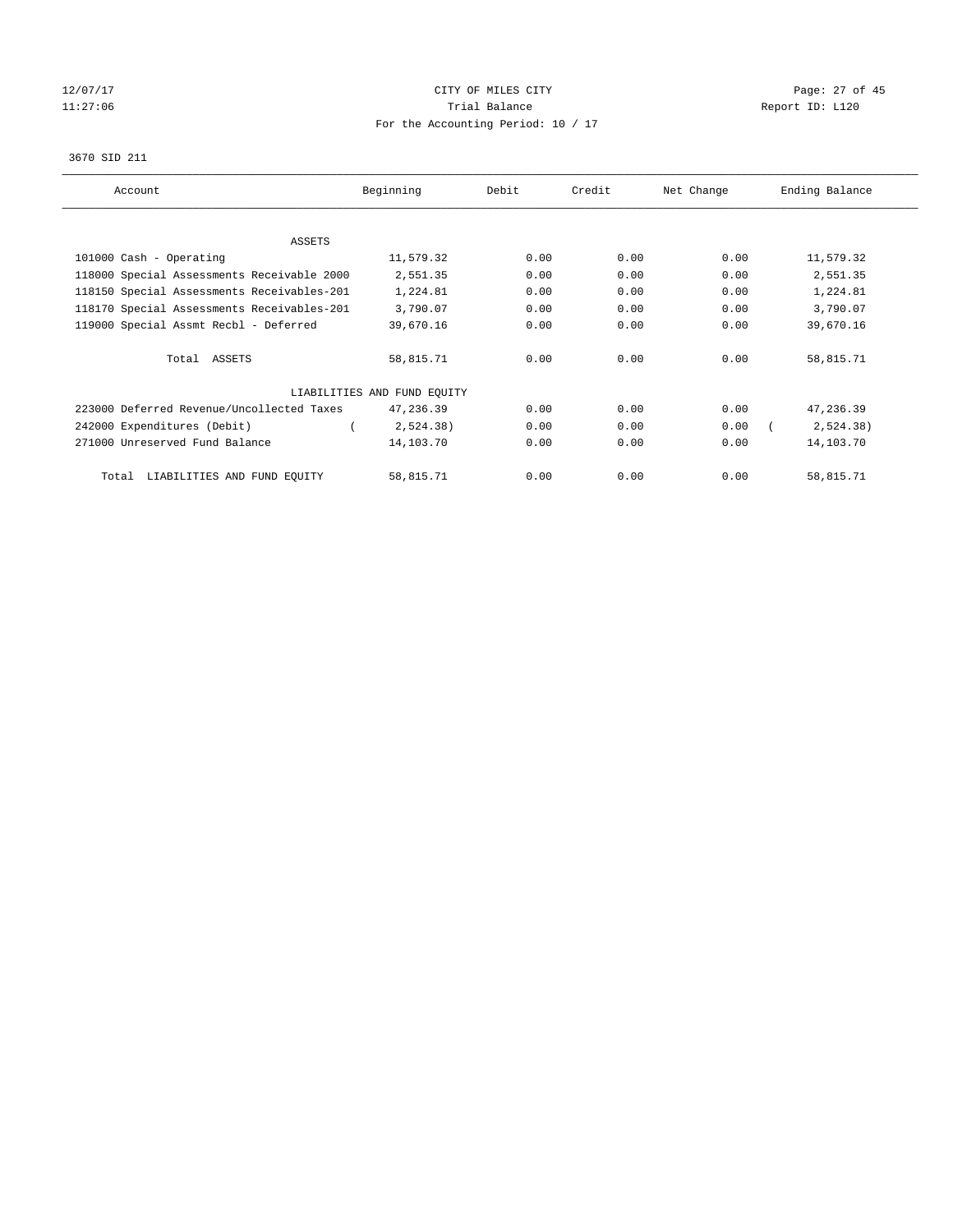12/07/17 CITY OF MILES CITY
11:27:06 Trial Balance Report ID: L120
For the Accounting Period: 10 / 17

3670 SID 211

| Account | Beginning | Debit | Credit | Net Change | Ending Balance |
|---|---|---|---|---|---|
| ASSETS | | | | | |
| 101000 Cash - Operating | 11,579.32 | 0.00 | 0.00 | 0.00 | 11,579.32 |
| 118000 Special Assessments Receivable 2000 | 2,551.35 | 0.00 | 0.00 | 0.00 | 2,551.35 |
| 118150 Special Assessments Receivables-201 | 1,224.81 | 0.00 | 0.00 | 0.00 | 1,224.81 |
| 118170 Special Assessments Receivables-201 | 3,790.07 | 0.00 | 0.00 | 0.00 | 3,790.07 |
| 119000 Special Assmt Recbl - Deferred | 39,670.16 | 0.00 | 0.00 | 0.00 | 39,670.16 |
| Total ASSETS | 58,815.71 | 0.00 | 0.00 | 0.00 | 58,815.71 |
| LIABILITIES AND FUND EQUITY | | | | | |
| 223000 Deferred Revenue/Uncollected Taxes | 47,236.39 | 0.00 | 0.00 | 0.00 | 47,236.39 |
| 242000 Expenditures (Debit) | ( 2,524.38) | 0.00 | 0.00 | 0.00 | ( 2,524.38) |
| 271000 Unreserved Fund Balance | 14,103.70 | 0.00 | 0.00 | 0.00 | 14,103.70 |
| Total LIABILITIES AND FUND EQUITY | 58,815.71 | 0.00 | 0.00 | 0.00 | 58,815.71 |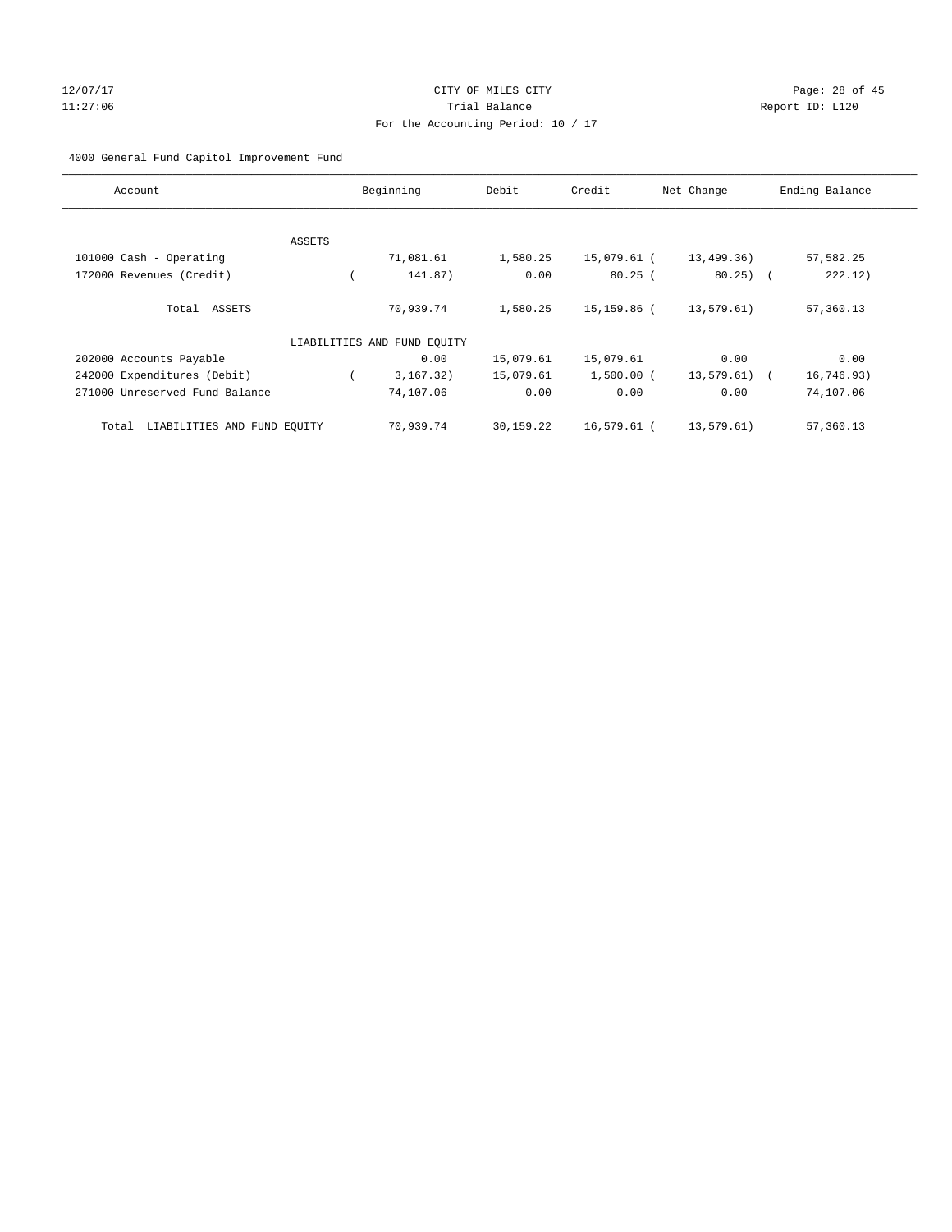CITY OF MILES CITY

Trial Balance

For the Accounting Period: 10 / 17

12/07/17
11:27:06

Report ID: L120

4000 General Fund Capitol Improvement Fund

| Account | Beginning | Debit | Credit | Net Change | Ending Balance |
|---|---|---|---|---|---|
| ASSETS | | | | | |
| 101000 Cash - Operating | 71,081.61 | 1,580.25 | 15,079.61 | ( 13,499.36) | 57,582.25 |
| 172000 Revenues (Credit) | ( 141.87) | 0.00 | 80.25 | ( 80.25) | ( 222.12) |
| Total ASSETS | 70,939.74 | 1,580.25 | 15,159.86 | ( 13,579.61) | 57,360.13 |
| LIABILITIES AND FUND EQUITY | | | | | |
| 202000 Accounts Payable | 0.00 | 15,079.61 | 15,079.61 | 0.00 | 0.00 |
| 242000 Expenditures (Debit) | ( 3,167.32) | 15,079.61 | 1,500.00 | ( 13,579.61) | ( 16,746.93) |
| 271000 Unreserved Fund Balance | 74,107.06 | 0.00 | 0.00 | 0.00 | 74,107.06 |
| Total LIABILITIES AND FUND EQUITY | 70,939.74 | 30,159.22 | 16,579.61 | ( 13,579.61) | 57,360.13 |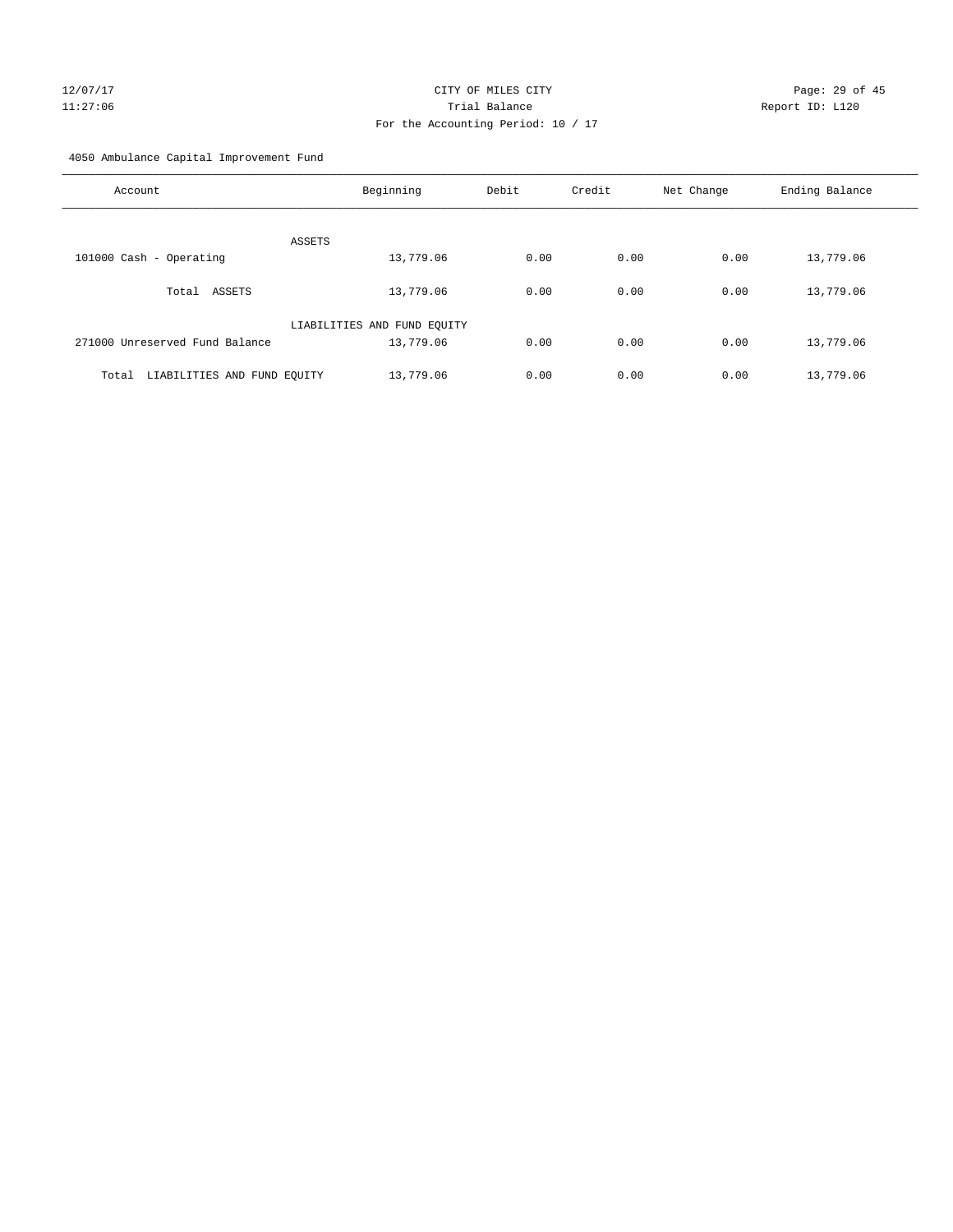12/07/17 CITY OF MILES CITY
11:27:06 Trial Balance Report ID: L120
For the Accounting Period: 10 / 17

4050 Ambulance Capital Improvement Fund

| Account | Beginning | Debit | Credit | Net Change | Ending Balance |
|---|---|---|---|---|---|
| ASSETS | | | | | |
| 101000 Cash - Operating | 13,779.06 | 0.00 | 0.00 | 0.00 | 13,779.06 |
| Total ASSETS | 13,779.06 | 0.00 | 0.00 | 0.00 | 13,779.06 |
| LIABILITIES AND FUND EQUITY | | | | | |
| 271000 Unreserved Fund Balance | 13,779.06 | 0.00 | 0.00 | 0.00 | 13,779.06 |
| Total LIABILITIES AND FUND EQUITY | 13,779.06 | 0.00 | 0.00 | 0.00 | 13,779.06 |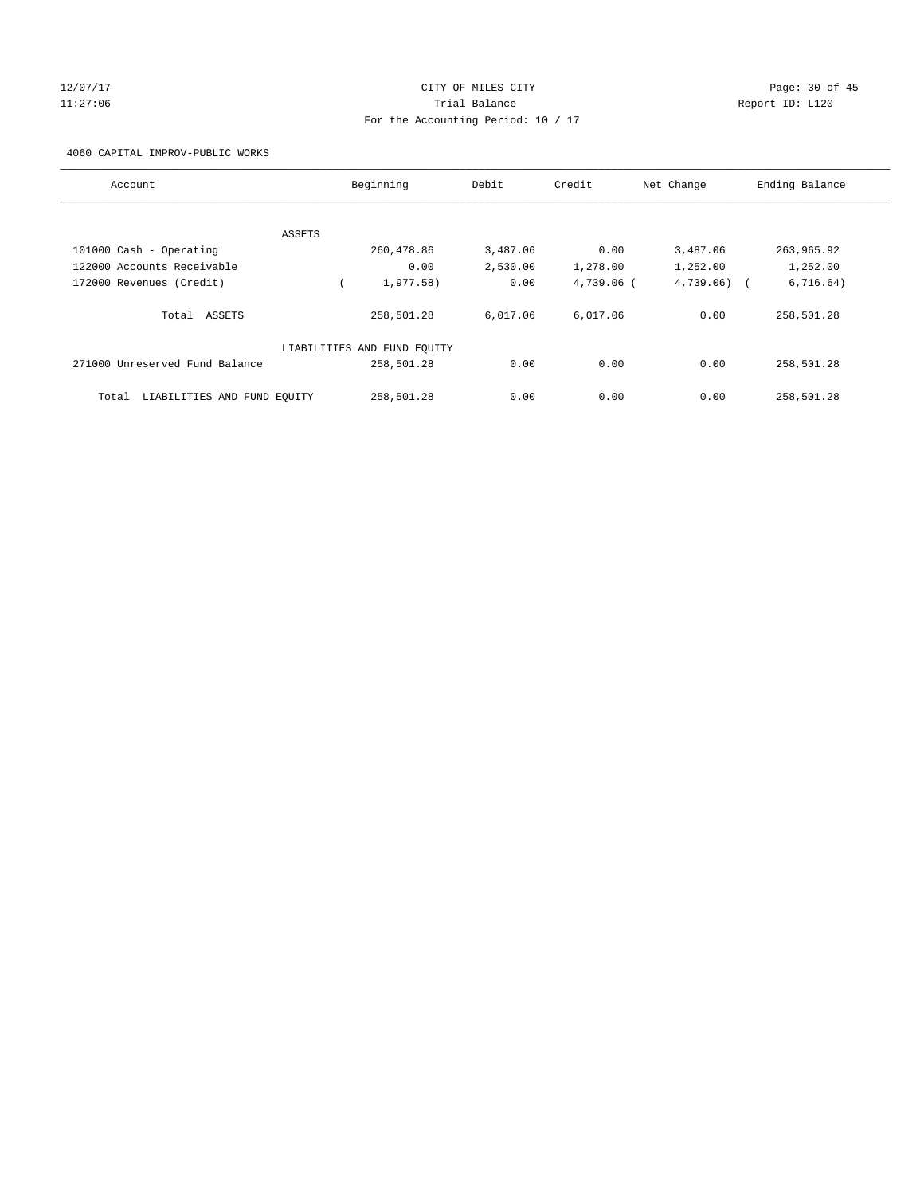CITY OF MILES CITY
Trial Balance
For the Accounting Period: 10 / 17

12/07/17
11:27:06

Report ID: L120

4060 CAPITAL IMPROV-PUBLIC WORKS

| Account | Beginning | Debit | Credit | Net Change | Ending Balance |
|---|---|---|---|---|---|
| ASSETS | | | | | |
| 101000 Cash - Operating | 260,478.86 | 3,487.06 | 0.00 | 3,487.06 | 263,965.92 |
| 122000 Accounts Receivable | 0.00 | 2,530.00 | 1,278.00 | 1,252.00 | 1,252.00 |
| 172000 Revenues (Credit) | ( 1,977.58) | 0.00 | 4,739.06 | ( 4,739.06) | ( 6,716.64) |
| Total ASSETS | 258,501.28 | 6,017.06 | 6,017.06 | 0.00 | 258,501.28 |
| LIABILITIES AND FUND EQUITY | | | | | |
| 271000 Unreserved Fund Balance | 258,501.28 | 0.00 | 0.00 | 0.00 | 258,501.28 |
| Total LIABILITIES AND FUND EQUITY | 258,501.28 | 0.00 | 0.00 | 0.00 | 258,501.28 |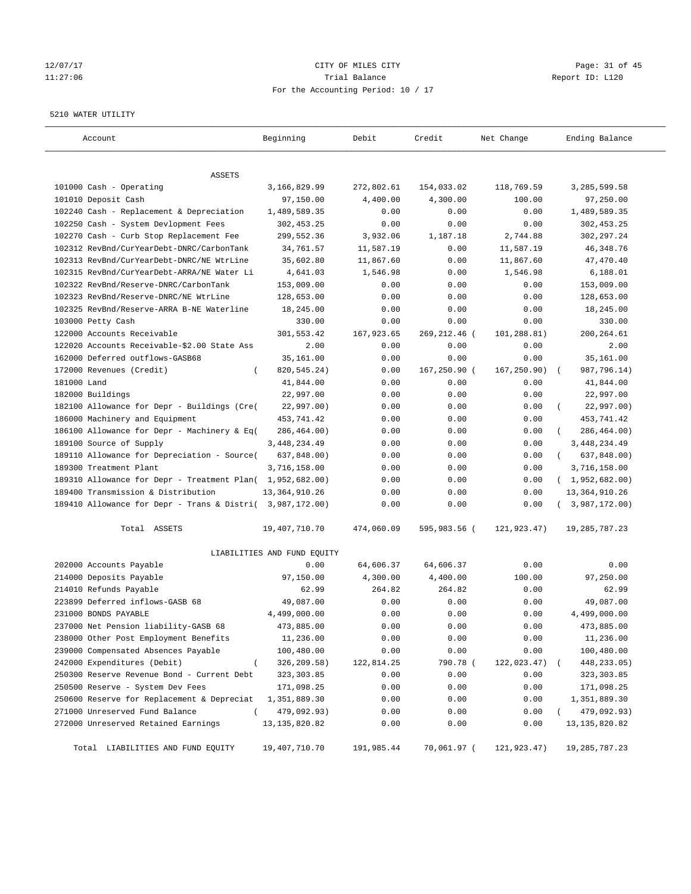CITY OF MILES CITY

Trial Balance

For the Accounting Period: 10 / 17

12/07/17 11:27:06 — Report ID: L120

5210 WATER UTILITY

| Account | Beginning | Debit | Credit | Net Change | Ending Balance |
|---|---|---|---|---|---|
| **ASSETS** | | | | | |
| 101000 Cash - Operating | 3,166,829.99 | 272,802.61 | 154,033.02 | 118,769.59 | 3,285,599.58 |
| 101010 Deposit Cash | 97,150.00 | 4,400.00 | 4,300.00 | 100.00 | 97,250.00 |
| 102240 Cash - Replacement & Depreciation | 1,489,589.35 | 0.00 | 0.00 | 0.00 | 1,489,589.35 |
| 102250 Cash - System Devlopment Fees | 302,453.25 | 0.00 | 0.00 | 0.00 | 302,453.25 |
| 102270 Cash - Curb Stop Replacement Fee | 299,552.36 | 3,932.06 | 1,187.18 | 2,744.88 | 302,297.24 |
| 102312 RevBnd/CurYearDebt-DNRC/CarbonTank | 34,761.57 | 11,587.19 | 0.00 | 11,587.19 | 46,348.76 |
| 102313 RevBnd/CurYearDebt-DNRC/NE WtrLine | 35,602.80 | 11,867.60 | 0.00 | 11,867.60 | 47,470.40 |
| 102315 RevBnd/CurYearDebt-ARRA/NE Water Li | 4,641.03 | 1,546.98 | 0.00 | 1,546.98 | 6,188.01 |
| 102322 RevBnd/Reserve-DNRC/CarbonTank | 153,009.00 | 0.00 | 0.00 | 0.00 | 153,009.00 |
| 102323 RevBnd/Reserve-DNRC/NE WtrLine | 128,653.00 | 0.00 | 0.00 | 0.00 | 128,653.00 |
| 102325 RevBnd/Reserve-ARRA B-NE Waterline | 18,245.00 | 0.00 | 0.00 | 0.00 | 18,245.00 |
| 103000 Petty Cash | 330.00 | 0.00 | 0.00 | 0.00 | 330.00 |
| 122000 Accounts Receivable | 301,553.42 | 167,923.65 | 269,212.46 | ( 101,288.81) | 200,264.61 |
| 122020 Accounts Receivable-$2.00 State Ass | 2.00 | 0.00 | 0.00 | 0.00 | 2.00 |
| 162000 Deferred outflows-GASB68 | 35,161.00 | 0.00 | 0.00 | 0.00 | 35,161.00 |
| 172000 Revenues (Credit) | ( 820,545.24) | 0.00 | 167,250.90 | ( 167,250.90) | ( 987,796.14) |
| 181000 Land | 41,844.00 | 0.00 | 0.00 | 0.00 | 41,844.00 |
| 182000 Buildings | 22,997.00 | 0.00 | 0.00 | 0.00 | 22,997.00 |
| 182100 Allowance for Depr - Buildings (Cre( | 22,997.00) | 0.00 | 0.00 | 0.00 | ( 22,997.00) |
| 186000 Machinery and Equipment | 453,741.42 | 0.00 | 0.00 | 0.00 | 453,741.42 |
| 186100 Allowance for Depr - Machinery & Eq( | 286,464.00) | 0.00 | 0.00 | 0.00 | ( 286,464.00) |
| 189100 Source of Supply | 3,448,234.49 | 0.00 | 0.00 | 0.00 | 3,448,234.49 |
| 189110 Allowance for Depreciation - Source( | 637,848.00) | 0.00 | 0.00 | 0.00 | ( 637,848.00) |
| 189300 Treatment Plant | 3,716,158.00 | 0.00 | 0.00 | 0.00 | 3,716,158.00 |
| 189310 Allowance for Depr - Treatment Plan( | 1,952,682.00) | 0.00 | 0.00 | 0.00 | ( 1,952,682.00) |
| 189400 Transmission & Distribution | 13,364,910.26 | 0.00 | 0.00 | 0.00 | 13,364,910.26 |
| 189410 Allowance for Depr - Trans & Distri( | 3,987,172.00) | 0.00 | 0.00 | 0.00 | ( 3,987,172.00) |
| Total ASSETS | 19,407,710.70 | 474,060.09 | 595,983.56 | ( 121,923.47) | 19,285,787.23 |
| **LIABILITIES AND FUND EQUITY** | | | | | |
| 202000 Accounts Payable | 0.00 | 64,606.37 | 64,606.37 | 0.00 | 0.00 |
| 214000 Deposits Payable | 97,150.00 | 4,300.00 | 4,400.00 | 100.00 | 97,250.00 |
| 214010 Refunds Payable | 62.99 | 264.82 | 264.82 | 0.00 | 62.99 |
| 223899 Deferred inflows-GASB 68 | 49,087.00 | 0.00 | 0.00 | 0.00 | 49,087.00 |
| 231000 BONDS PAYABLE | 4,499,000.00 | 0.00 | 0.00 | 0.00 | 4,499,000.00 |
| 237000 Net Pension liability-GASB 68 | 473,885.00 | 0.00 | 0.00 | 0.00 | 473,885.00 |
| 238000 Other Post Employment Benefits | 11,236.00 | 0.00 | 0.00 | 0.00 | 11,236.00 |
| 239000 Compensated Absences Payable | 100,480.00 | 0.00 | 0.00 | 0.00 | 100,480.00 |
| 242000 Expenditures (Debit) | ( 326,209.58) | 122,814.25 | 790.78 | ( 122,023.47) | ( 448,233.05) |
| 250300 Reserve Revenue Bond - Current Debt | 323,303.85 | 0.00 | 0.00 | 0.00 | 323,303.85 |
| 250500 Reserve - System Dev Fees | 171,098.25 | 0.00 | 0.00 | 0.00 | 171,098.25 |
| 250600 Reserve for Replacement & Depreciat | 1,351,889.30 | 0.00 | 0.00 | 0.00 | 1,351,889.30 |
| 271000 Unreserved Fund Balance | ( 479,092.93) | 0.00 | 0.00 | 0.00 | ( 479,092.93) |
| 272000 Unreserved Retained Earnings | 13,135,820.82 | 0.00 | 0.00 | 0.00 | 13,135,820.82 |
| Total LIABILITIES AND FUND EQUITY | 19,407,710.70 | 191,985.44 | 70,061.97 | ( 121,923.47) | 19,285,787.23 |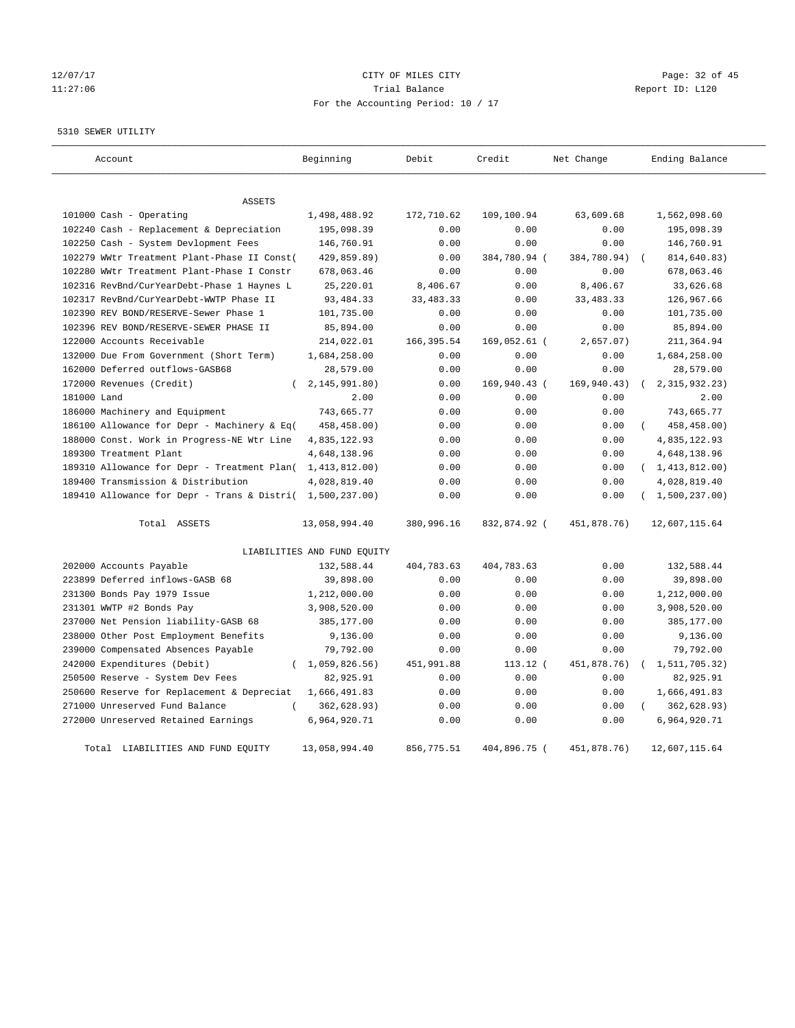12/07/17 CITY OF MILES CITY
11:27:06 Trial Balance Report ID: L120
For the Accounting Period: 10 / 17

5310 SEWER UTILITY

| Account | Beginning | Debit | Credit | Net Change | Ending Balance |
|---|---|---|---|---|---|
| ASSETS | | | | | |
| 101000 Cash - Operating | 1,498,488.92 | 172,710.62 | 109,100.94 | 63,609.68 | 1,562,098.60 |
| 102240 Cash - Replacement & Depreciation | 195,098.39 | 0.00 | 0.00 | 0.00 | 195,098.39 |
| 102250 Cash - System Devlopment Fees | 146,760.91 | 0.00 | 0.00 | 0.00 | 146,760.91 |
| 102279 WWtr Treatment Plant-Phase II Const( | 429,859.89) | 0.00 | 384,780.94 ( | 384,780.94) | ( 814,640.83) |
| 102280 WWtr Treatment Plant-Phase I Constr | 678,063.46 | 0.00 | 0.00 | 0.00 | 678,063.46 |
| 102316 RevBnd/CurYearDebt-Phase 1 Haynes L | 25,220.01 | 8,406.67 | 0.00 | 8,406.67 | 33,626.68 |
| 102317 RevBnd/CurYearDebt-WWTP Phase II | 93,484.33 | 33,483.33 | 0.00 | 33,483.33 | 126,967.66 |
| 102390 REV BOND/RESERVE-Sewer Phase 1 | 101,735.00 | 0.00 | 0.00 | 0.00 | 101,735.00 |
| 102396 REV BOND/RESERVE-SEWER PHASE II | 85,894.00 | 0.00 | 0.00 | 0.00 | 85,894.00 |
| 122000 Accounts Receivable | 214,022.01 | 166,395.54 | 169,052.61 ( | 2,657.07) | 211,364.94 |
| 132000 Due From Government (Short Term) | 1,684,258.00 | 0.00 | 0.00 | 0.00 | 1,684,258.00 |
| 162000 Deferred outflows-GASB68 | 28,579.00 | 0.00 | 0.00 | 0.00 | 28,579.00 |
| 172000 Revenues (Credit) | ( 2,145,991.80) | 0.00 | 169,940.43 ( | 169,940.43) | ( 2,315,932.23) |
| 181000 Land | 2.00 | 0.00 | 0.00 | 0.00 | 2.00 |
| 186000 Machinery and Equipment | 743,665.77 | 0.00 | 0.00 | 0.00 | 743,665.77 |
| 186100 Allowance for Depr - Machinery & Eq( | 458,458.00) | 0.00 | 0.00 | 0.00 | ( 458,458.00) |
| 188000 Const. Work in Progress-NE Wtr Line | 4,835,122.93 | 0.00 | 0.00 | 0.00 | 4,835,122.93 |
| 189300 Treatment Plant | 4,648,138.96 | 0.00 | 0.00 | 0.00 | 4,648,138.96 |
| 189310 Allowance for Depr - Treatment Plan( | 1,413,812.00) | 0.00 | 0.00 | 0.00 | ( 1,413,812.00) |
| 189400 Transmission & Distribution | 4,028,819.40 | 0.00 | 0.00 | 0.00 | 4,028,819.40 |
| 189410 Allowance for Depr - Trans & Distri( | 1,500,237.00) | 0.00 | 0.00 | 0.00 | ( 1,500,237.00) |
| Total ASSETS | 13,058,994.40 | 380,996.16 | 832,874.92 ( | 451,878.76) | 12,607,115.64 |
| LIABILITIES AND FUND EQUITY | | | | | |
| 202000 Accounts Payable | 132,588.44 | 404,783.63 | 404,783.63 | 0.00 | 132,588.44 |
| 223899 Deferred inflows-GASB 68 | 39,898.00 | 0.00 | 0.00 | 0.00 | 39,898.00 |
| 231300 Bonds Pay 1979 Issue | 1,212,000.00 | 0.00 | 0.00 | 0.00 | 1,212,000.00 |
| 231301 WWTP #2 Bonds Pay | 3,908,520.00 | 0.00 | 0.00 | 0.00 | 3,908,520.00 |
| 237000 Net Pension liability-GASB 68 | 385,177.00 | 0.00 | 0.00 | 0.00 | 385,177.00 |
| 238000 Other Post Employment Benefits | 9,136.00 | 0.00 | 0.00 | 0.00 | 9,136.00 |
| 239000 Compensated Absences Payable | 79,792.00 | 0.00 | 0.00 | 0.00 | 79,792.00 |
| 242000 Expenditures (Debit) | ( 1,059,826.56) | 451,991.88 | 113.12 ( | 451,878.76) | ( 1,511,705.32) |
| 250500 Reserve - System Dev Fees | 82,925.91 | 0.00 | 0.00 | 0.00 | 82,925.91 |
| 250600 Reserve for Replacement & Depreciat | 1,666,491.83 | 0.00 | 0.00 | 0.00 | 1,666,491.83 |
| 271000 Unreserved Fund Balance | ( 362,628.93) | 0.00 | 0.00 | 0.00 | ( 362,628.93) |
| 272000 Unreserved Retained Earnings | 6,964,920.71 | 0.00 | 0.00 | 0.00 | 6,964,920.71 |
| Total LIABILITIES AND FUND EQUITY | 13,058,994.40 | 856,775.51 | 404,896.75 ( | 451,878.76) | 12,607,115.64 |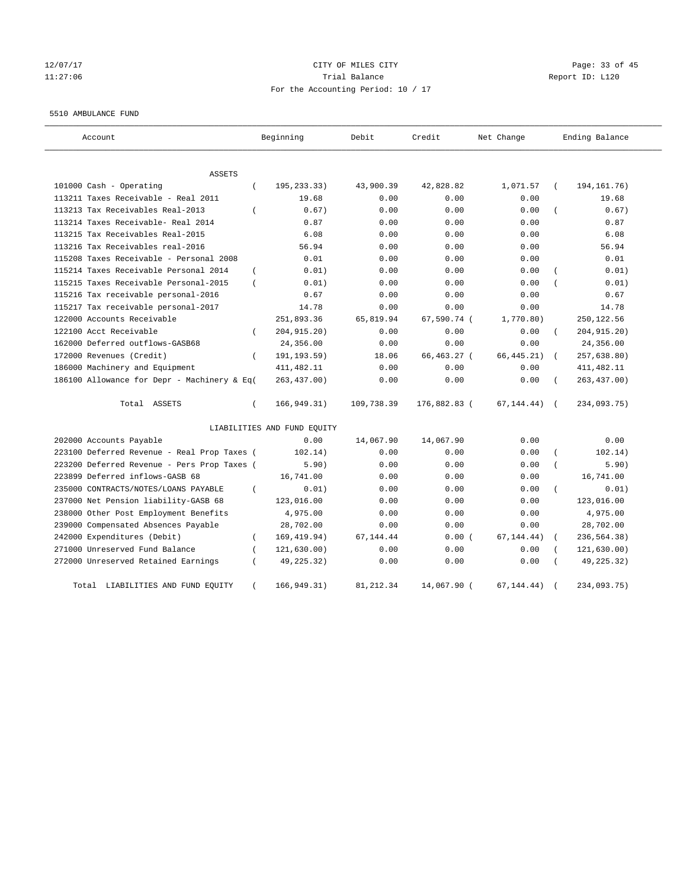12/07/17 CITY OF MILES CITY
11:27:06 Trial Balance Report ID: L120
For the Accounting Period: 10 / 17

5510 AMBULANCE FUND

| Account | Beginning | Debit | Credit | Net Change | Ending Balance |
|---|---|---|---|---|---|
| ASSETS | | | | | |
| 101000 Cash - Operating | ( 195,233.33) | 43,900.39 | 42,828.82 | 1,071.57 | ( 194,161.76) |
| 113211 Taxes Receivable - Real 2011 | 19.68 | 0.00 | 0.00 | 0.00 | 19.68 |
| 113213 Tax Receivables Real-2013 | ( 0.67) | 0.00 | 0.00 | 0.00 | ( 0.67) |
| 113214 Taxes Receivable- Real 2014 | 0.87 | 0.00 | 0.00 | 0.00 | 0.87 |
| 113215 Tax Receivables Real-2015 | 6.08 | 0.00 | 0.00 | 0.00 | 6.08 |
| 113216 Tax Receivables real-2016 | 56.94 | 0.00 | 0.00 | 0.00 | 56.94 |
| 115208 Taxes Receivable - Personal 2008 | 0.01 | 0.00 | 0.00 | 0.00 | 0.01 |
| 115214 Taxes Receivable Personal 2014 | ( 0.01) | 0.00 | 0.00 | 0.00 | ( 0.01) |
| 115215 Taxes Receivable Personal-2015 | ( 0.01) | 0.00 | 0.00 | 0.00 | ( 0.01) |
| 115216 Tax receivable personal-2016 | 0.67 | 0.00 | 0.00 | 0.00 | 0.67 |
| 115217 Tax receivable personal-2017 | 14.78 | 0.00 | 0.00 | 0.00 | 14.78 |
| 122000 Accounts Receivable | 251,893.36 | 65,819.94 | 67,590.74 | ( 1,770.80) | 250,122.56 |
| 122100 Acct Receivable | ( 204,915.20) | 0.00 | 0.00 | 0.00 | ( 204,915.20) |
| 162000 Deferred outflows-GASB68 | 24,356.00 | 0.00 | 0.00 | 0.00 | 24,356.00 |
| 172000 Revenues (Credit) | ( 191,193.59) | 18.06 | 66,463.27 | ( 66,445.21) | ( 257,638.80) |
| 186000 Machinery and Equipment | 411,482.11 | 0.00 | 0.00 | 0.00 | 411,482.11 |
| 186100 Allowance for Depr - Machinery & Eq( | 263,437.00) | 0.00 | 0.00 | 0.00 | ( 263,437.00) |
| Total ASSETS | ( 166,949.31) | 109,738.39 | 176,882.83 | ( 67,144.44) | ( 234,093.75) |
| LIABILITIES AND FUND EQUITY | | | | | |
| 202000 Accounts Payable | 0.00 | 14,067.90 | 14,067.90 | 0.00 | 0.00 |
| 223100 Deferred Revenue - Real Prop Taxes ( | 102.14) | 0.00 | 0.00 | 0.00 | ( 102.14) |
| 223200 Deferred Revenue - Pers Prop Taxes ( | 5.90) | 0.00 | 0.00 | 0.00 | ( 5.90) |
| 223899 Deferred inflows-GASB 68 | 16,741.00 | 0.00 | 0.00 | 0.00 | 16,741.00 |
| 235000 CONTRACTS/NOTES/LOANS PAYABLE | ( 0.01) | 0.00 | 0.00 | 0.00 | ( 0.01) |
| 237000 Net Pension liability-GASB 68 | 123,016.00 | 0.00 | 0.00 | 0.00 | 123,016.00 |
| 238000 Other Post Employment Benefits | 4,975.00 | 0.00 | 0.00 | 0.00 | 4,975.00 |
| 239000 Compensated Absences Payable | 28,702.00 | 0.00 | 0.00 | 0.00 | 28,702.00 |
| 242000 Expenditures (Debit) | ( 169,419.94) | 67,144.44 | 0.00 | ( 67,144.44) | ( 236,564.38) |
| 271000 Unreserved Fund Balance | ( 121,630.00) | 0.00 | 0.00 | 0.00 | ( 121,630.00) |
| 272000 Unreserved Retained Earnings | ( 49,225.32) | 0.00 | 0.00 | 0.00 | ( 49,225.32) |
| Total LIABILITIES AND FUND EQUITY | ( 166,949.31) | 81,212.34 | 14,067.90 | ( 67,144.44) | ( 234,093.75) |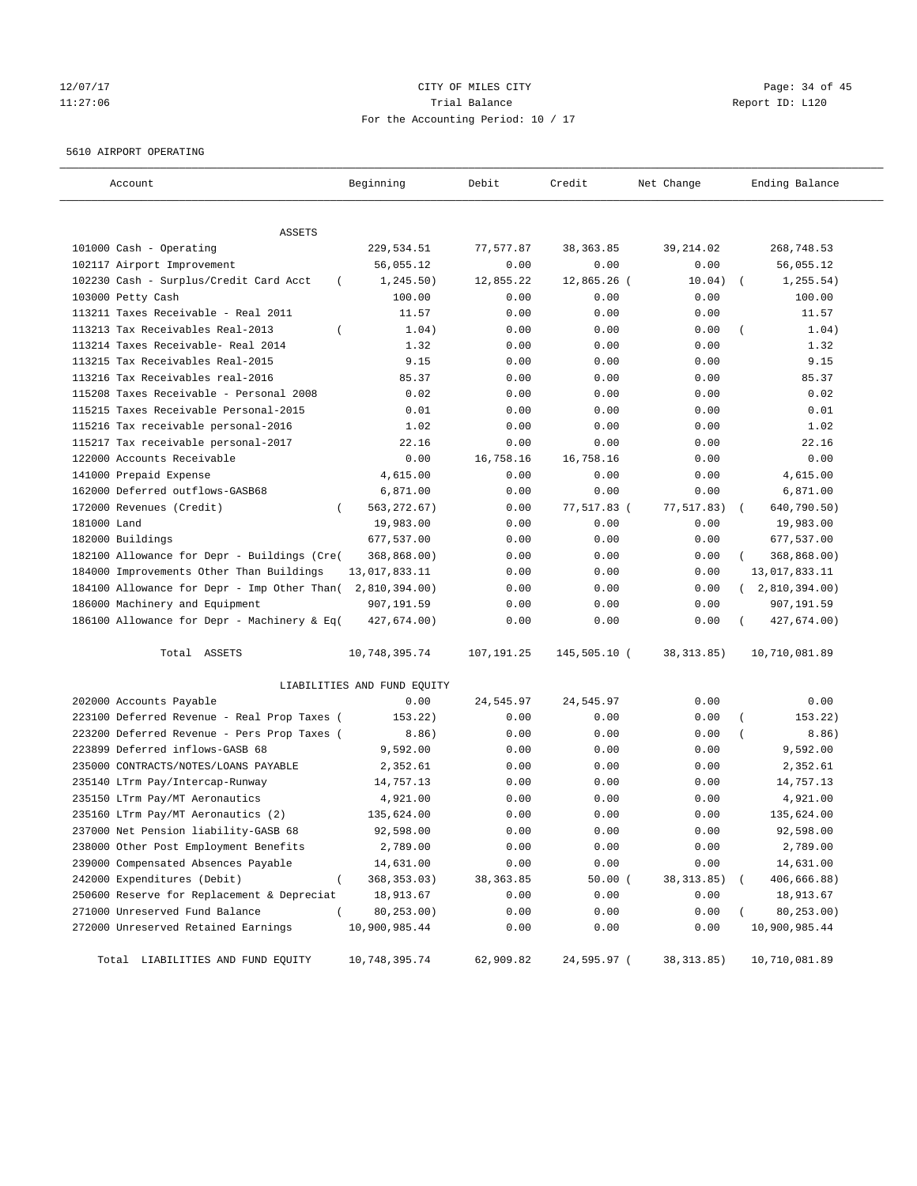12/07/17 CITY OF MILES CITY
11:27:06 Trial Balance Report ID: L120
For the Accounting Period: 10 / 17

5610 AIRPORT OPERATING

| Account | Beginning | Debit | Credit | Net Change | Ending Balance |
|---|---|---|---|---|---|
| ASSETS | | | | | |
| 101000 Cash - Operating | 229,534.51 | 77,577.87 | 38,363.85 | 39,214.02 | 268,748.53 |
| 102117 Airport Improvement | 56,055.12 | 0.00 | 0.00 | 0.00 | 56,055.12 |
| 102230 Cash - Surplus/Credit Card Acct | ( 1,245.50) | 12,855.22 | 12,865.26 ( | 10.04) | ( 1,255.54) |
| 103000 Petty Cash | 100.00 | 0.00 | 0.00 | 0.00 | 100.00 |
| 113211 Taxes Receivable - Real 2011 | 11.57 | 0.00 | 0.00 | 0.00 | 11.57 |
| 113213 Tax Receivables Real-2013 | ( 1.04) | 0.00 | 0.00 | 0.00 | ( 1.04) |
| 113214 Taxes Receivable- Real 2014 | 1.32 | 0.00 | 0.00 | 0.00 | 1.32 |
| 113215 Tax Receivables Real-2015 | 9.15 | 0.00 | 0.00 | 0.00 | 9.15 |
| 113216 Tax Receivables real-2016 | 85.37 | 0.00 | 0.00 | 0.00 | 85.37 |
| 115208 Taxes Receivable - Personal 2008 | 0.02 | 0.00 | 0.00 | 0.00 | 0.02 |
| 115215 Taxes Receivable Personal-2015 | 0.01 | 0.00 | 0.00 | 0.00 | 0.01 |
| 115216 Tax receivable personal-2016 | 1.02 | 0.00 | 0.00 | 0.00 | 1.02 |
| 115217 Tax receivable personal-2017 | 22.16 | 0.00 | 0.00 | 0.00 | 22.16 |
| 122000 Accounts Receivable | 0.00 | 16,758.16 | 16,758.16 | 0.00 | 0.00 |
| 141000 Prepaid Expense | 4,615.00 | 0.00 | 0.00 | 0.00 | 4,615.00 |
| 162000 Deferred outflows-GASB68 | 6,871.00 | 0.00 | 0.00 | 0.00 | 6,871.00 |
| 172000 Revenues (Credit) | ( 563,272.67) | 0.00 | 77,517.83 ( | 77,517.83) | ( 640,790.50) |
| 181000 Land | 19,983.00 | 0.00 | 0.00 | 0.00 | 19,983.00 |
| 182000 Buildings | 677,537.00 | 0.00 | 0.00 | 0.00 | 677,537.00 |
| 182100 Allowance for Depr - Buildings (Cre( | 368,868.00) | 0.00 | 0.00 | 0.00 | ( 368,868.00) |
| 184000 Improvements Other Than Buildings | 13,017,833.11 | 0.00 | 0.00 | 0.00 | 13,017,833.11 |
| 184100 Allowance for Depr - Imp Other Than( | 2,810,394.00) | 0.00 | 0.00 | 0.00 | ( 2,810,394.00) |
| 186000 Machinery and Equipment | 907,191.59 | 0.00 | 0.00 | 0.00 | 907,191.59 |
| 186100 Allowance for Depr - Machinery & Eq( | 427,674.00) | 0.00 | 0.00 | 0.00 | ( 427,674.00) |
| Total ASSETS | 10,748,395.74 | 107,191.25 | 145,505.10 ( | 38,313.85) | 10,710,081.89 |
| LIABILITIES AND FUND EQUITY | | | | | |
| 202000 Accounts Payable | 0.00 | 24,545.97 | 24,545.97 | 0.00 | 0.00 |
| 223100 Deferred Revenue - Real Prop Taxes ( | 153.22) | 0.00 | 0.00 | 0.00 | ( 153.22) |
| 223200 Deferred Revenue - Pers Prop Taxes ( | 8.86) | 0.00 | 0.00 | 0.00 | ( 8.86) |
| 223899 Deferred inflows-GASB 68 | 9,592.00 | 0.00 | 0.00 | 0.00 | 9,592.00 |
| 235000 CONTRACTS/NOTES/LOANS PAYABLE | 2,352.61 | 0.00 | 0.00 | 0.00 | 2,352.61 |
| 235140 LTrm Pay/Intercap-Runway | 14,757.13 | 0.00 | 0.00 | 0.00 | 14,757.13 |
| 235150 LTrm Pay/MT Aeronautics | 4,921.00 | 0.00 | 0.00 | 0.00 | 4,921.00 |
| 235160 LTrm Pay/MT Aeronautics (2) | 135,624.00 | 0.00 | 0.00 | 0.00 | 135,624.00 |
| 237000 Net Pension liability-GASB 68 | 92,598.00 | 0.00 | 0.00 | 0.00 | 92,598.00 |
| 238000 Other Post Employment Benefits | 2,789.00 | 0.00 | 0.00 | 0.00 | 2,789.00 |
| 239000 Compensated Absences Payable | 14,631.00 | 0.00 | 0.00 | 0.00 | 14,631.00 |
| 242000 Expenditures (Debit) | ( 368,353.03) | 38,363.85 | 50.00 ( | 38,313.85) | ( 406,666.88) |
| 250600 Reserve for Replacement & Depreciat | 18,913.67 | 0.00 | 0.00 | 0.00 | 18,913.67 |
| 271000 Unreserved Fund Balance | ( 80,253.00) | 0.00 | 0.00 | 0.00 | ( 80,253.00) |
| 272000 Unreserved Retained Earnings | 10,900,985.44 | 0.00 | 0.00 | 0.00 | 10,900,985.44 |
| Total LIABILITIES AND FUND EQUITY | 10,748,395.74 | 62,909.82 | 24,595.97 ( | 38,313.85) | 10,710,081.89 |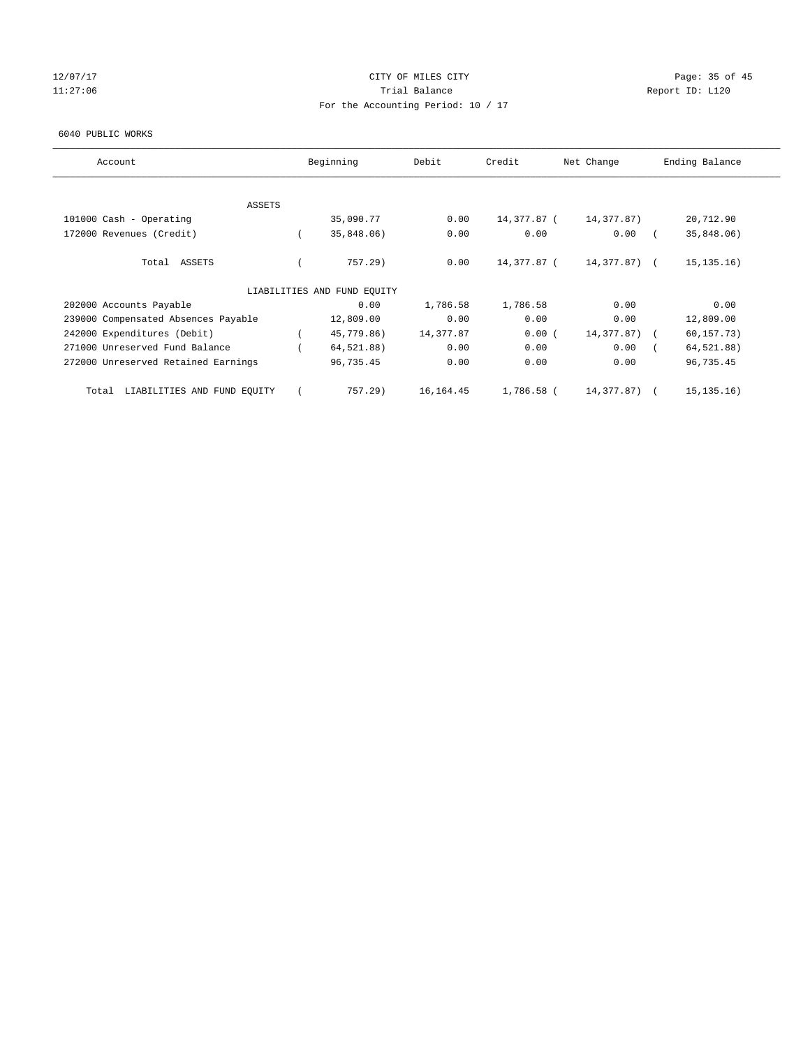CITY OF MILES CITY

Trial Balance

For the Accounting Period: 10 / 17

12/07/17 11:27:06 — Report ID: L120

6040 PUBLIC WORKS

| Account | Beginning | Debit | Credit | Net Change | Ending Balance |
|---|---|---|---|---|---|
| ASSETS | | | | | |
| 101000 Cash - Operating | 35,090.77 | 0.00 | 14,377.87 | ( 14,377.87) | 20,712.90 |
| 172000 Revenues (Credit) | ( 35,848.06) | 0.00 | 0.00 | 0.00 | ( 35,848.06) |
| Total ASSETS | ( 757.29) | 0.00 | 14,377.87 | ( 14,377.87) | ( 15,135.16) |
| LIABILITIES AND FUND EQUITY | | | | | |
| 202000 Accounts Payable | 0.00 | 1,786.58 | 1,786.58 | 0.00 | 0.00 |
| 239000 Compensated Absences Payable | 12,809.00 | 0.00 | 0.00 | 0.00 | 12,809.00 |
| 242000 Expenditures (Debit) | ( 45,779.86) | 14,377.87 | 0.00 | ( 14,377.87) | ( 60,157.73) |
| 271000 Unreserved Fund Balance | ( 64,521.88) | 0.00 | 0.00 | 0.00 | ( 64,521.88) |
| 272000 Unreserved Retained Earnings | 96,735.45 | 0.00 | 0.00 | 0.00 | 96,735.45 |
| Total LIABILITIES AND FUND EQUITY | ( 757.29) | 16,164.45 | 1,786.58 | ( 14,377.87) | ( 15,135.16) |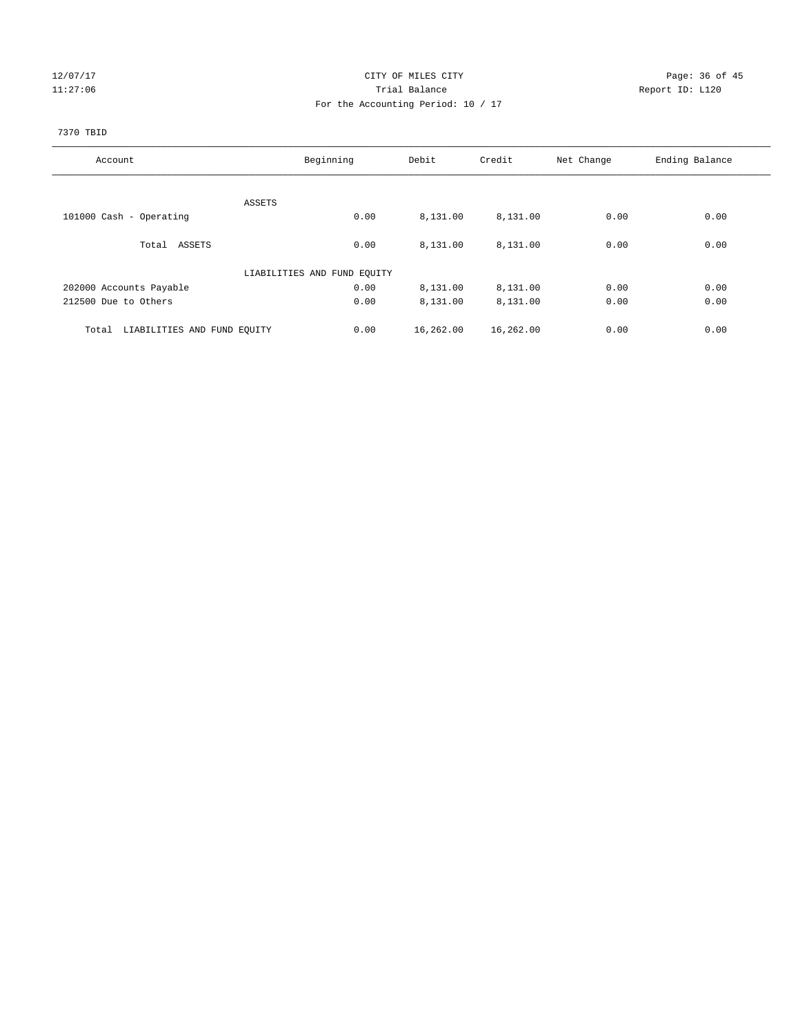CITY OF MILES CITY

Trial Balance

For the Accounting Period: 10 / 17

12/07/17 11:27:06 — Report ID: L120

7370 TBID

| Account | Beginning | Debit | Credit | Net Change | Ending Balance |
|---|---|---|---|---|---|
| ASSETS | | | | | |
| 101000 Cash - Operating | 0.00 | 8,131.00 | 8,131.00 | 0.00 | 0.00 |
| Total ASSETS | 0.00 | 8,131.00 | 8,131.00 | 0.00 | 0.00 |
| LIABILITIES AND FUND EQUITY | | | | | |
| 202000 Accounts Payable | 0.00 | 8,131.00 | 8,131.00 | 0.00 | 0.00 |
| 212500 Due to Others | 0.00 | 8,131.00 | 8,131.00 | 0.00 | 0.00 |
| Total LIABILITIES AND FUND EQUITY | 0.00 | 16,262.00 | 16,262.00 | 0.00 | 0.00 |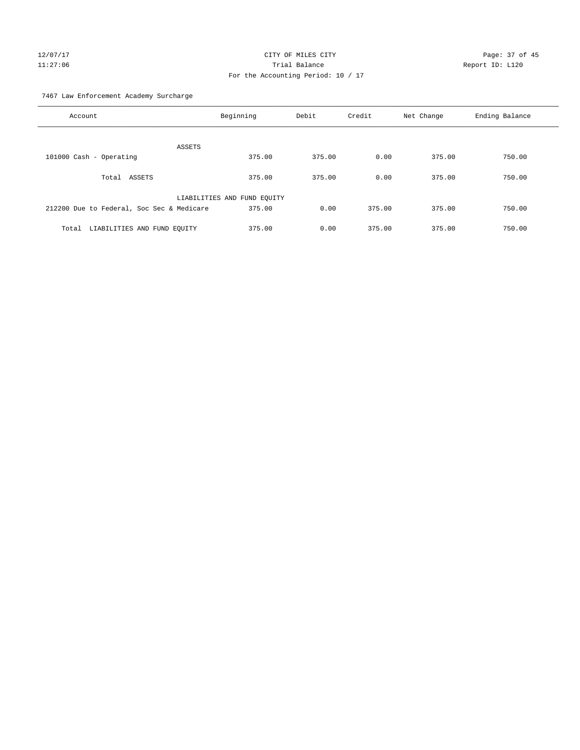CITY OF MILES CITY
Trial Balance
For the Accounting Period: 10 / 17

12/07/17
11:27:06

Report ID: L120

7467 Law Enforcement Academy Surcharge

| Account | Beginning | Debit | Credit | Net Change | Ending Balance |
|---|---|---|---|---|---|
| ASSETS | | | | | |
| 101000 Cash - Operating | 375.00 | 375.00 | 0.00 | 375.00 | 750.00 |
| Total ASSETS | 375.00 | 375.00 | 0.00 | 375.00 | 750.00 |
| LIABILITIES AND FUND EQUITY | | | | | |
| 212200 Due to Federal, Soc Sec & Medicare | 375.00 | 0.00 | 375.00 | 375.00 | 750.00 |
| Total LIABILITIES AND FUND EQUITY | 375.00 | 0.00 | 375.00 | 375.00 | 750.00 |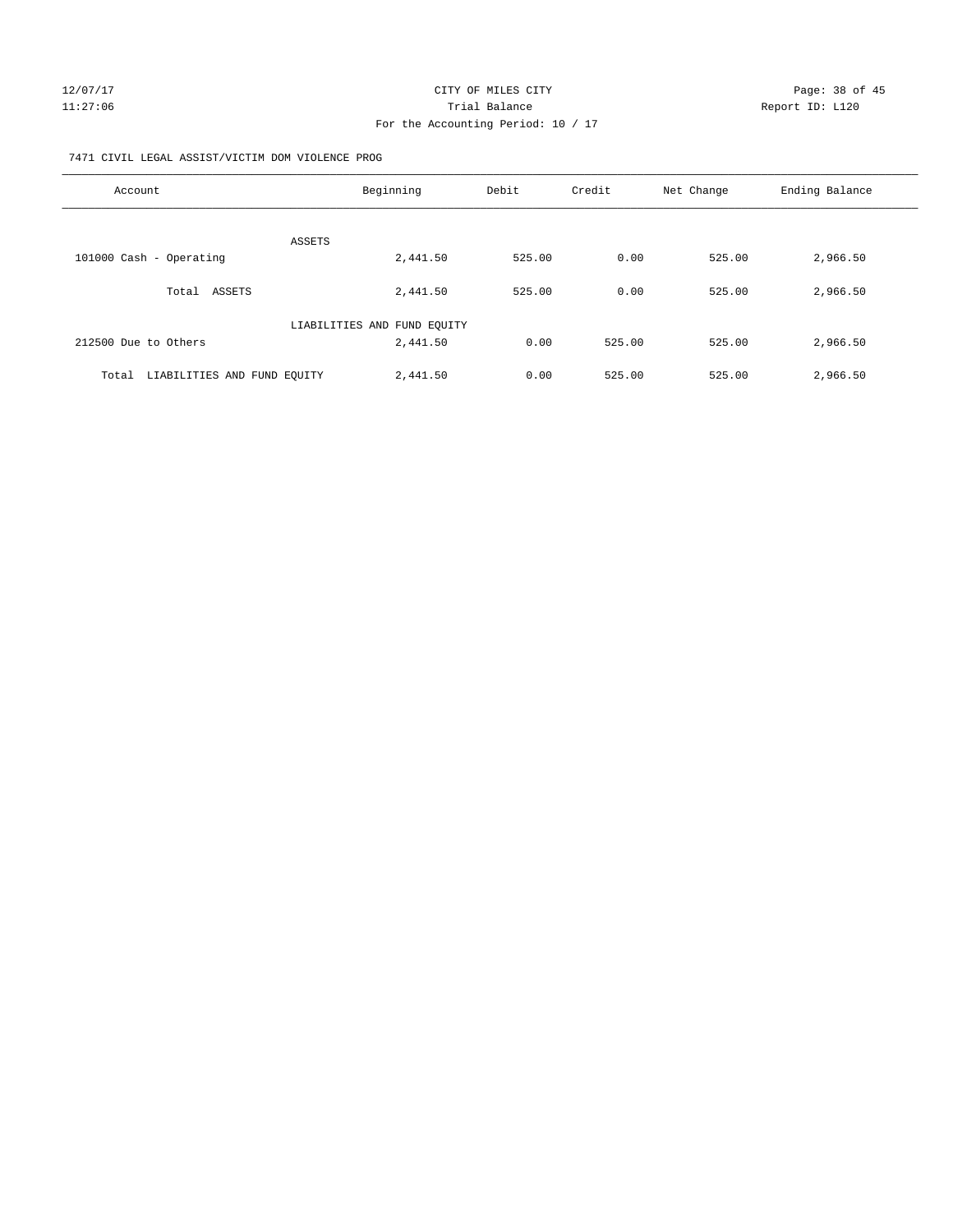CITY OF MILES CITY

Trial Balance

For the Accounting Period: 10 / 17

12/07/17 11:27:06 Report ID: L120

7471 CIVIL LEGAL ASSIST/VICTIM DOM VIOLENCE PROG

| Account | Beginning | Debit | Credit | Net Change | Ending Balance |
|---|---|---|---|---|---|
| ASSETS | | | | | |
| 101000 Cash - Operating | 2,441.50 | 525.00 | 0.00 | 525.00 | 2,966.50 |
| Total ASSETS | 2,441.50 | 525.00 | 0.00 | 525.00 | 2,966.50 |
| LIABILITIES AND FUND EQUITY | | | | | |
| 212500 Due to Others | 2,441.50 | 0.00 | 525.00 | 525.00 | 2,966.50 |
| Total LIABILITIES AND FUND EQUITY | 2,441.50 | 0.00 | 525.00 | 525.00 | 2,966.50 |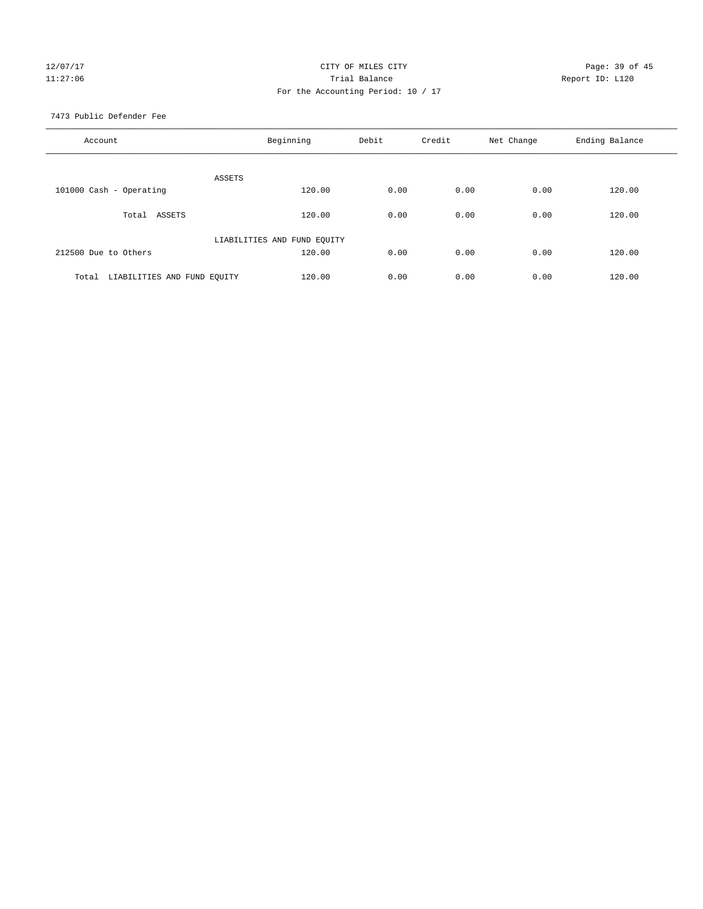CITY OF MILES CITY

Trial Balance

For the Accounting Period: 10 / 17

12/07/17
11:27:06

Report ID: L120

7473 Public Defender Fee

| Account | Beginning | Debit | Credit | Net Change | Ending Balance |
|---|---|---|---|---|---|
| ASSETS | | | | | |
| 101000 Cash - Operating | 120.00 | 0.00 | 0.00 | 0.00 | 120.00 |
| Total ASSETS | 120.00 | 0.00 | 0.00 | 0.00 | 120.00 |
| LIABILITIES AND FUND EQUITY | | | | | |
| 212500 Due to Others | 120.00 | 0.00 | 0.00 | 0.00 | 120.00 |
| Total LIABILITIES AND FUND EQUITY | 120.00 | 0.00 | 0.00 | 0.00 | 120.00 |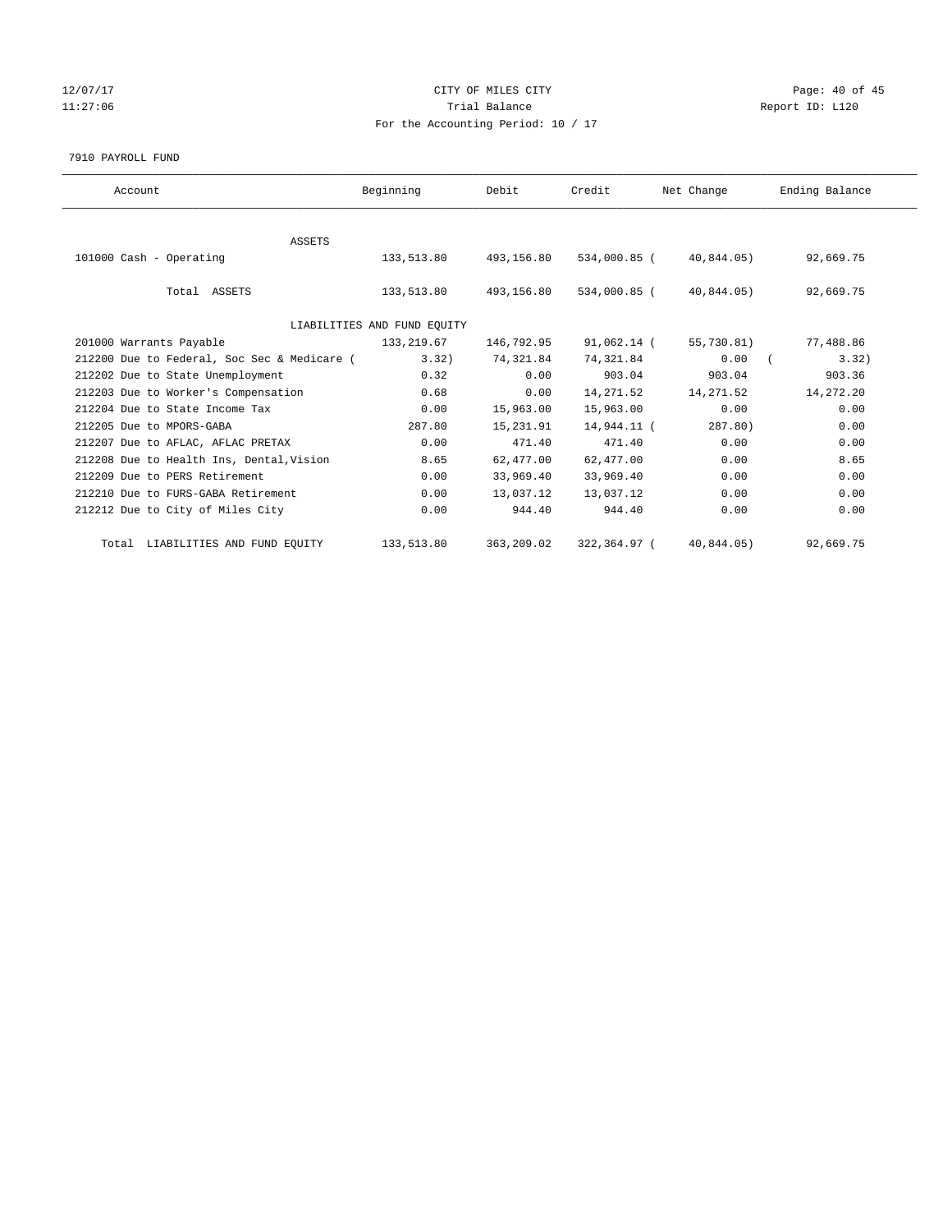CITY OF MILES CITY
Trial Balance
For the Accounting Period: 10 / 17

12/07/17
11:27:06

Report ID: L120

7910 PAYROLL FUND

| Account | Beginning | Debit | Credit | Net Change | Ending Balance |
|---|---|---|---|---|---|
| ASSETS | | | | | |
| 101000 Cash - Operating | 133,513.80 | 493,156.80 | 534,000.85 | ( 40,844.05) | 92,669.75 |
| Total ASSETS | 133,513.80 | 493,156.80 | 534,000.85 | ( 40,844.05) | 92,669.75 |
| LIABILITIES AND FUND EQUITY | | | | | |
| 201000 Warrants Payable | 133,219.67 | 146,792.95 | 91,062.14 | ( 55,730.81) | 77,488.86 |
| 212200 Due to Federal, Soc Sec & Medicare | ( 3.32) | 74,321.84 | 74,321.84 | 0.00 | ( 3.32) |
| 212202 Due to State Unemployment | 0.32 | 0.00 | 903.04 | 903.04 | 903.36 |
| 212203 Due to Worker's Compensation | 0.68 | 0.00 | 14,271.52 | 14,271.52 | 14,272.20 |
| 212204 Due to State Income Tax | 0.00 | 15,963.00 | 15,963.00 | 0.00 | 0.00 |
| 212205 Due to MPORS-GABA | 287.80 | 15,231.91 | 14,944.11 | ( 287.80) | 0.00 |
| 212207 Due to AFLAC, AFLAC PRETAX | 0.00 | 471.40 | 471.40 | 0.00 | 0.00 |
| 212208 Due to Health Ins, Dental,Vision | 8.65 | 62,477.00 | 62,477.00 | 0.00 | 8.65 |
| 212209 Due to PERS Retirement | 0.00 | 33,969.40 | 33,969.40 | 0.00 | 0.00 |
| 212210 Due to FURS-GABA Retirement | 0.00 | 13,037.12 | 13,037.12 | 0.00 | 0.00 |
| 212212 Due to City of Miles City | 0.00 | 944.40 | 944.40 | 0.00 | 0.00 |
| Total LIABILITIES AND FUND EQUITY | 133,513.80 | 363,209.02 | 322,364.97 | ( 40,844.05) | 92,669.75 |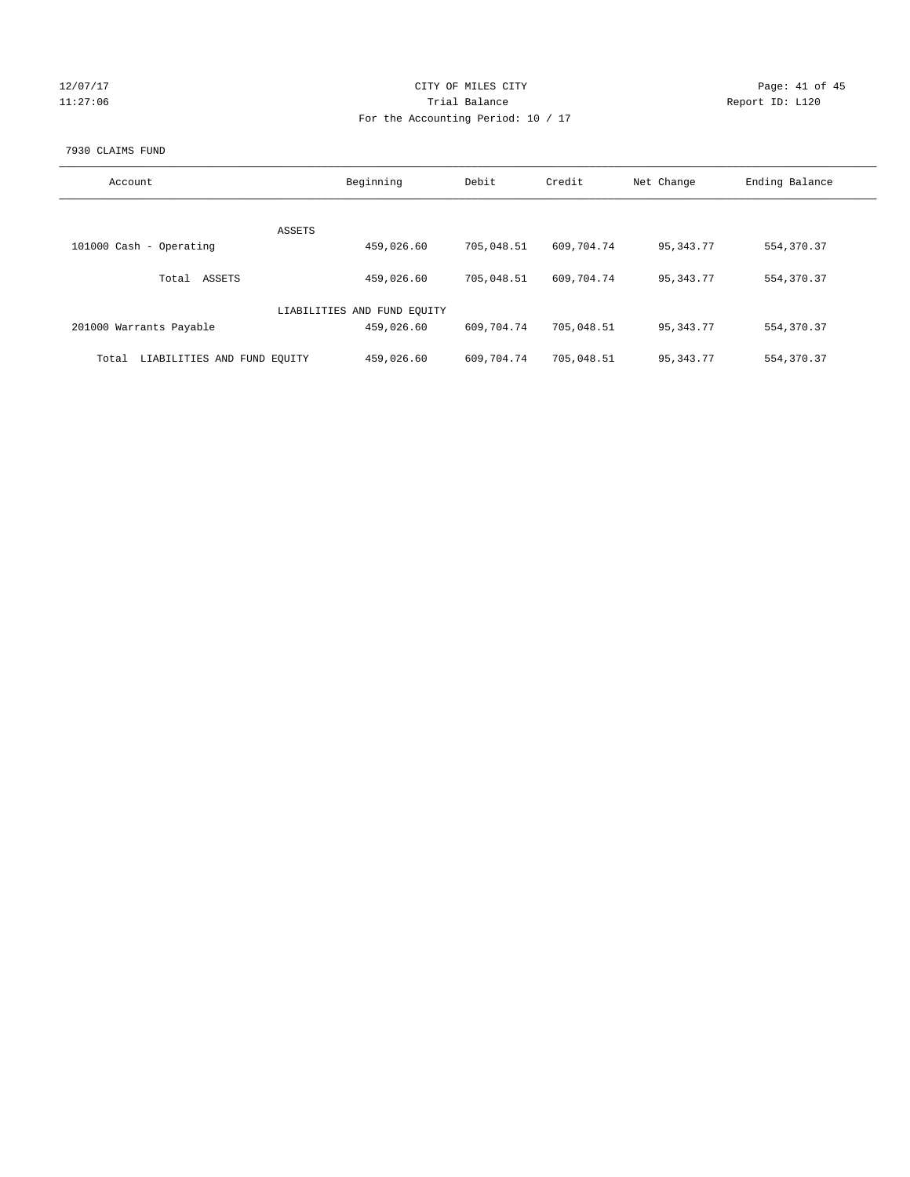CITY OF MILES CITY
Trial Balance
For the Accounting Period: 10 / 17

12/07/17
11:27:06

Report ID: L120

7930 CLAIMS FUND

| Account | Beginning | Debit | Credit | Net Change | Ending Balance |
|---|---|---|---|---|---|
| ASSETS | | | | | |
| 101000 Cash - Operating | 459,026.60 | 705,048.51 | 609,704.74 | 95,343.77 | 554,370.37 |
| Total ASSETS | 459,026.60 | 705,048.51 | 609,704.74 | 95,343.77 | 554,370.37 |
| LIABILITIES AND FUND EQUITY | | | | | |
| 201000 Warrants Payable | 459,026.60 | 609,704.74 | 705,048.51 | 95,343.77 | 554,370.37 |
| Total LIABILITIES AND FUND EQUITY | 459,026.60 | 609,704.74 | 705,048.51 | 95,343.77 | 554,370.37 |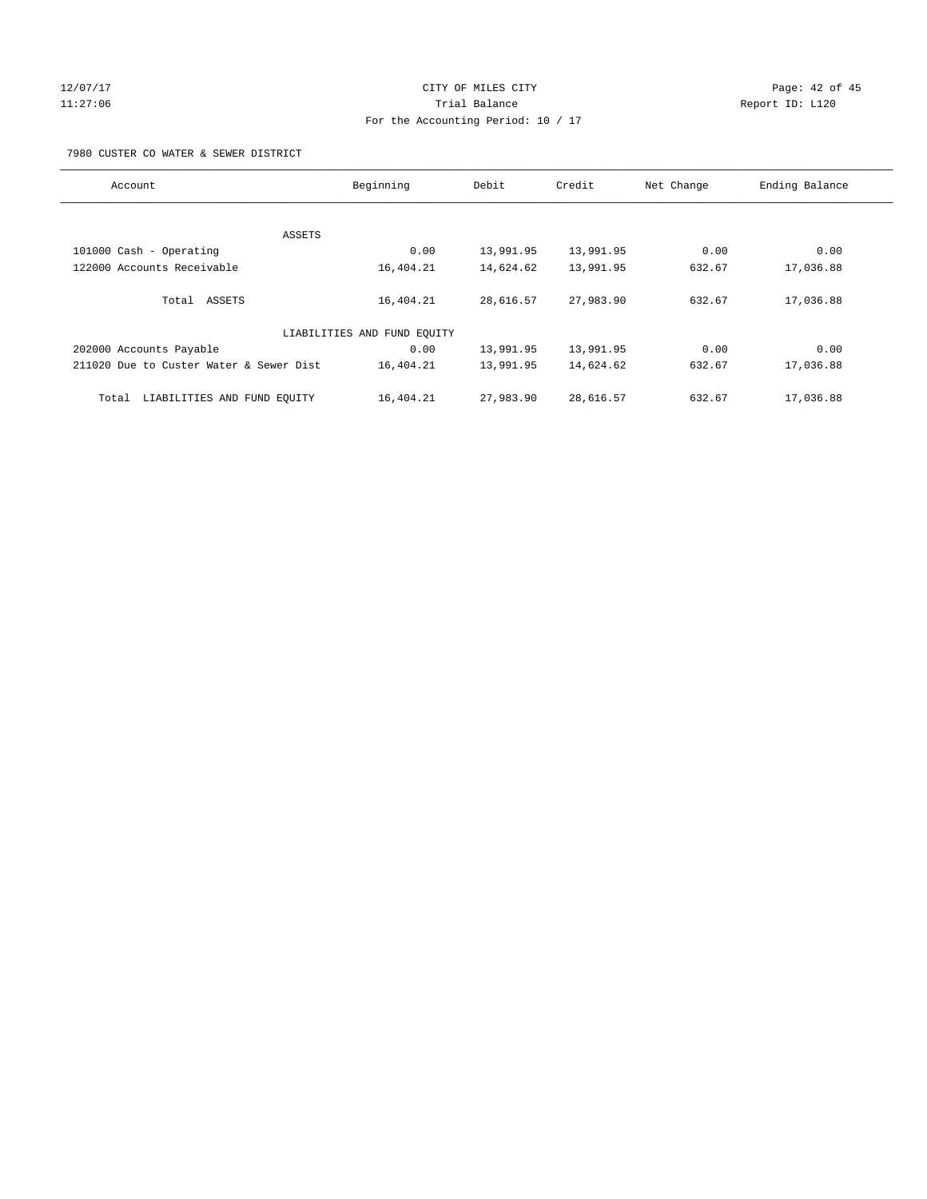CITY OF MILES CITY

Trial Balance

For the Accounting Period: 10 / 17

7980 CUSTER CO WATER & SEWER DISTRICT

| Account | Beginning | Debit | Credit | Net Change | Ending Balance |
|---|---|---|---|---|---|
| ASSETS | | | | | |
| 101000 Cash - Operating | 0.00 | 13,991.95 | 13,991.95 | 0.00 | 0.00 |
| 122000 Accounts Receivable | 16,404.21 | 14,624.62 | 13,991.95 | 632.67 | 17,036.88 |
| Total ASSETS | 16,404.21 | 28,616.57 | 27,983.90 | 632.67 | 17,036.88 |
| LIABILITIES AND FUND EQUITY | | | | | |
| 202000 Accounts Payable | 0.00 | 13,991.95 | 13,991.95 | 0.00 | 0.00 |
| 211020 Due to Custer Water & Sewer Dist | 16,404.21 | 13,991.95 | 14,624.62 | 632.67 | 17,036.88 |
| Total LIABILITIES AND FUND EQUITY | 16,404.21 | 27,983.90 | 28,616.57 | 632.67 | 17,036.88 |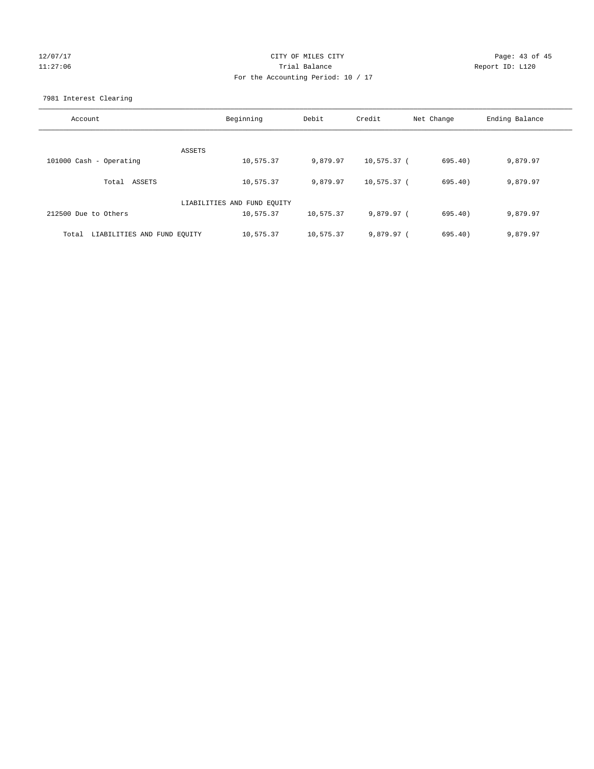CITY OF MILES CITY

Trial Balance

For the Accounting Period: 10 / 17

7981 Interest Clearing

| Account | Beginning | Debit | Credit | Net Change | Ending Balance |
|---|---|---|---|---|---|
| ASSETS | | | | | |
| 101000 Cash - Operating | 10,575.37 | 9,879.97 | 10,575.37 | (695.40) | 9,879.97 |
| Total ASSETS | 10,575.37 | 9,879.97 | 10,575.37 | (695.40) | 9,879.97 |
| LIABILITIES AND FUND EQUITY | | | | | |
| 212500 Due to Others | 10,575.37 | 10,575.37 | 9,879.97 | (695.40) | 9,879.97 |
| Total LIABILITIES AND FUND EQUITY | 10,575.37 | 10,575.37 | 9,879.97 | (695.40) | 9,879.97 |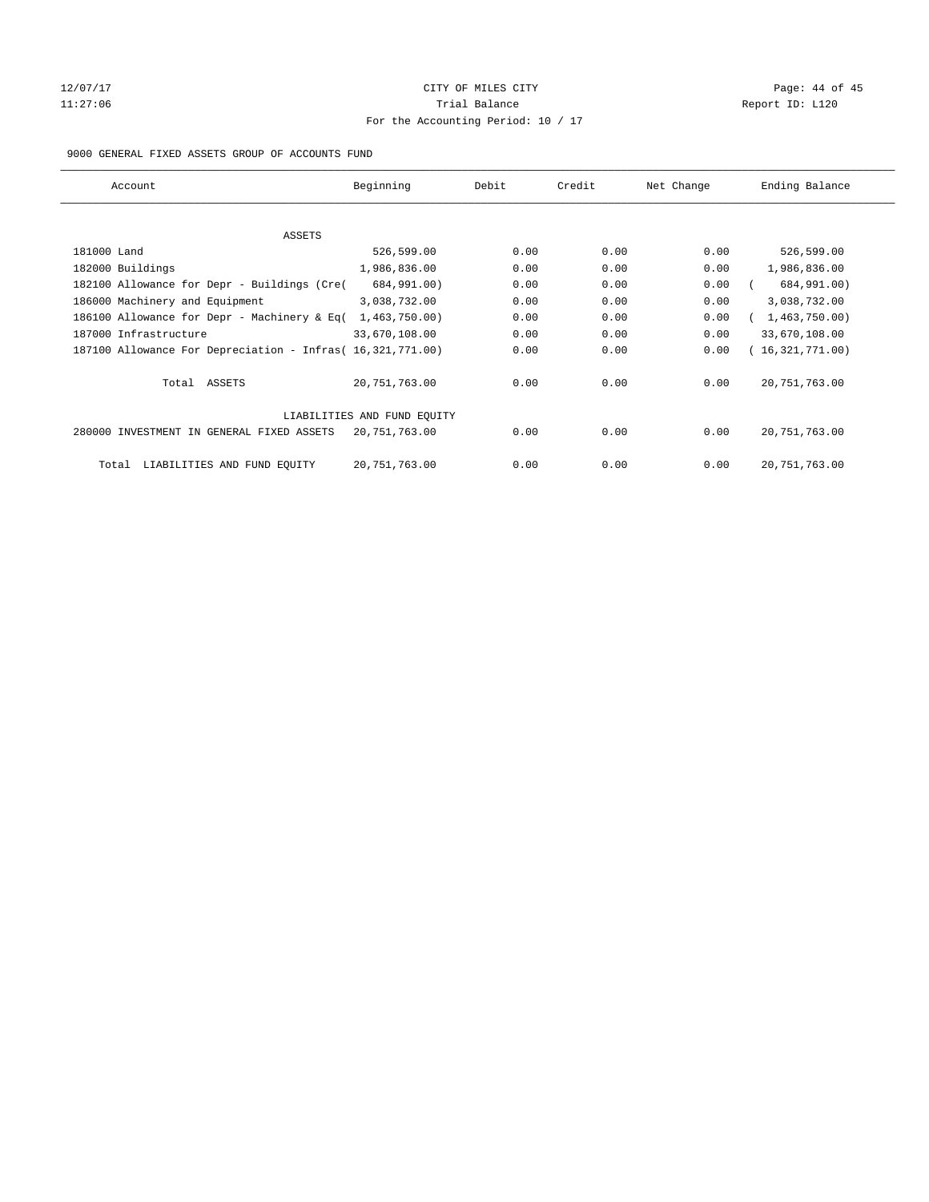CITY OF MILES CITY
Trial Balance
For the Accounting Period: 10 / 17

12/07/17
11:27:06

Report ID: L120

9000 GENERAL FIXED ASSETS GROUP OF ACCOUNTS FUND

| Account | Beginning | Debit | Credit | Net Change | Ending Balance |
|---|---|---|---|---|---|
| ASSETS | | | | | |
| 181000 Land | 526,599.00 | 0.00 | 0.00 | 0.00 | 526,599.00 |
| 182000 Buildings | 1,986,836.00 | 0.00 | 0.00 | 0.00 | 1,986,836.00 |
| 182100 Allowance for Depr - Buildings (Cre( | 684,991.00) | 0.00 | 0.00 | 0.00 | ( 684,991.00) |
| 186000 Machinery and Equipment | 3,038,732.00 | 0.00 | 0.00 | 0.00 | 3,038,732.00 |
| 186100 Allowance for Depr - Machinery & Eq( | 1,463,750.00) | 0.00 | 0.00 | 0.00 | ( 1,463,750.00) |
| 187000 Infrastructure | 33,670,108.00 | 0.00 | 0.00 | 0.00 | 33,670,108.00 |
| 187100 Allowance For Depreciation - Infras( | 16,321,771.00) | 0.00 | 0.00 | 0.00 | ( 16,321,771.00) |
| Total ASSETS | 20,751,763.00 | 0.00 | 0.00 | 0.00 | 20,751,763.00 |
| LIABILITIES AND FUND EQUITY | | | | | |
| 280000 INVESTMENT IN GENERAL FIXED ASSETS | 20,751,763.00 | 0.00 | 0.00 | 0.00 | 20,751,763.00 |
| Total LIABILITIES AND FUND EQUITY | 20,751,763.00 | 0.00 | 0.00 | 0.00 | 20,751,763.00 |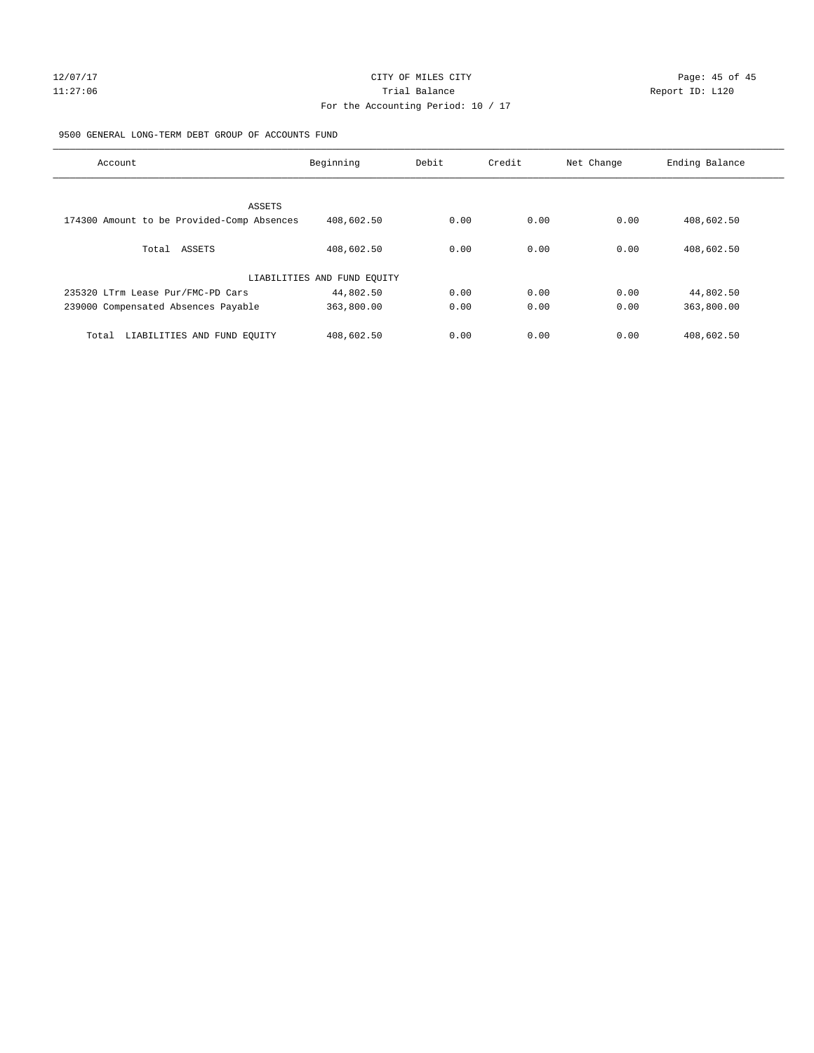CITY OF MILES CITY
Trial Balance
For the Accounting Period: 10 / 17

12/07/17
11:27:06

Report ID: L120

9500 GENERAL LONG-TERM DEBT GROUP OF ACCOUNTS FUND

| Account | Beginning | Debit | Credit | Net Change | Ending Balance |
|---|---|---|---|---|---|
| ASSETS | | | | | |
| 174300 Amount to be Provided-Comp Absences | 408,602.50 | 0.00 | 0.00 | 0.00 | 408,602.50 |
| Total ASSETS | 408,602.50 | 0.00 | 0.00 | 0.00 | 408,602.50 |
| LIABILITIES AND FUND EQUITY | | | | | |
| 235320 LTrm Lease Pur/FMC-PD Cars | 44,802.50 | 0.00 | 0.00 | 0.00 | 44,802.50 |
| 239000 Compensated Absences Payable | 363,800.00 | 0.00 | 0.00 | 0.00 | 363,800.00 |
| Total LIABILITIES AND FUND EQUITY | 408,602.50 | 0.00 | 0.00 | 0.00 | 408,602.50 |